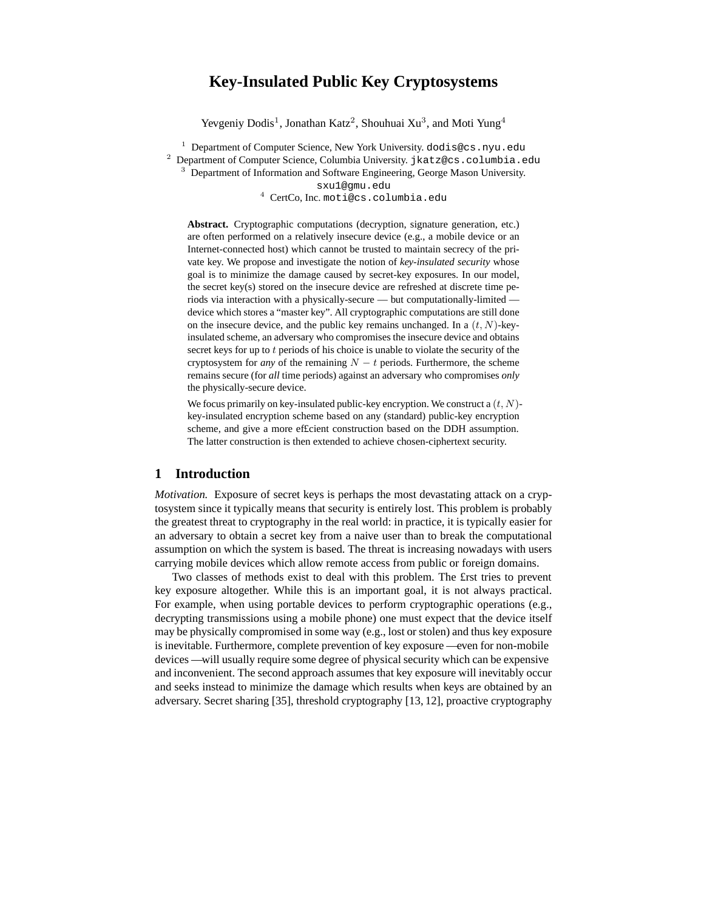# Key-Insulated Public Key Cryptosystems

Yevgeniy Dodis[1], Jonathan Katz[2], Shouhuai Xu[3], and Moti Yung[4]

[1] Department of Computer Science, New York University. dodis@cs.nyu.edu
[2] Department of Computer Science, Columbia University. jkatz@cs.columbia.edu
[3] Department of Information and Software Engineering, George Mason University. sxu1@gmu.edu
[4] CertCo, Inc. moti@cs.columbia.edu

**Abstract.** Cryptographic computations (decryption, signature generation, etc.) are often performed on a relatively insecure device (e.g., a mobile device or an Internet-connected host) which cannot be trusted to maintain secrecy of the private key. We propose and investigate the notion of *key-insulated security* whose goal is to minimize the damage caused by secret-key exposures. In our model, the secret key(s) stored on the insecure device are refreshed at discrete time periods via interaction with a physically-secure — but computationally-limited — device which stores a "master key". All cryptographic computations are still done on the insecure device, and the public key remains unchanged. In a $(t, N)$-key-insulated scheme, an adversary who compromises the insecure device and obtains secret keys for up to $t$ periods of his choice is unable to violate the security of the cryptosystem for *any* of the remaining $N - t$ periods. Furthermore, the scheme remains secure (for *all* time periods) against an adversary who compromises *only* the physically-secure device.

We focus primarily on key-insulated public-key encryption. We construct a $(t, N)$-key-insulated encryption scheme based on any (standard) public-key encryption scheme, and give a more efficient construction based on the DDH assumption. The latter construction is then extended to achieve chosen-ciphertext security.

## 1 Introduction

*Motivation.* Exposure of secret keys is perhaps the most devastating attack on a cryptosystem since it typically means that security is entirely lost. This problem is probably the greatest threat to cryptography in the real world: in practice, it is typically easier for an adversary to obtain a secret key from a naive user than to break the computational assumption on which the system is based. The threat is increasing nowadays with users carrying mobile devices which allow remote access from public or foreign domains.

Two classes of methods exist to deal with this problem. The first tries to prevent key exposure altogether. While this is an important goal, it is not always practical. For example, when using portable devices to perform cryptographic operations (e.g., decrypting transmissions using a mobile phone) one must expect that the device itself may be physically compromised in some way (e.g., lost or stolen) and thus key exposure is inevitable. Furthermore, complete prevention of key exposure —even for non-mobile devices —will usually require some degree of physical security which can be expensive and inconvenient. The second approach assumes that key exposure will inevitably occur and seeks instead to minimize the damage which results when keys are obtained by an adversary. Secret sharing [35], threshold cryptography [13, 12], proactive cryptography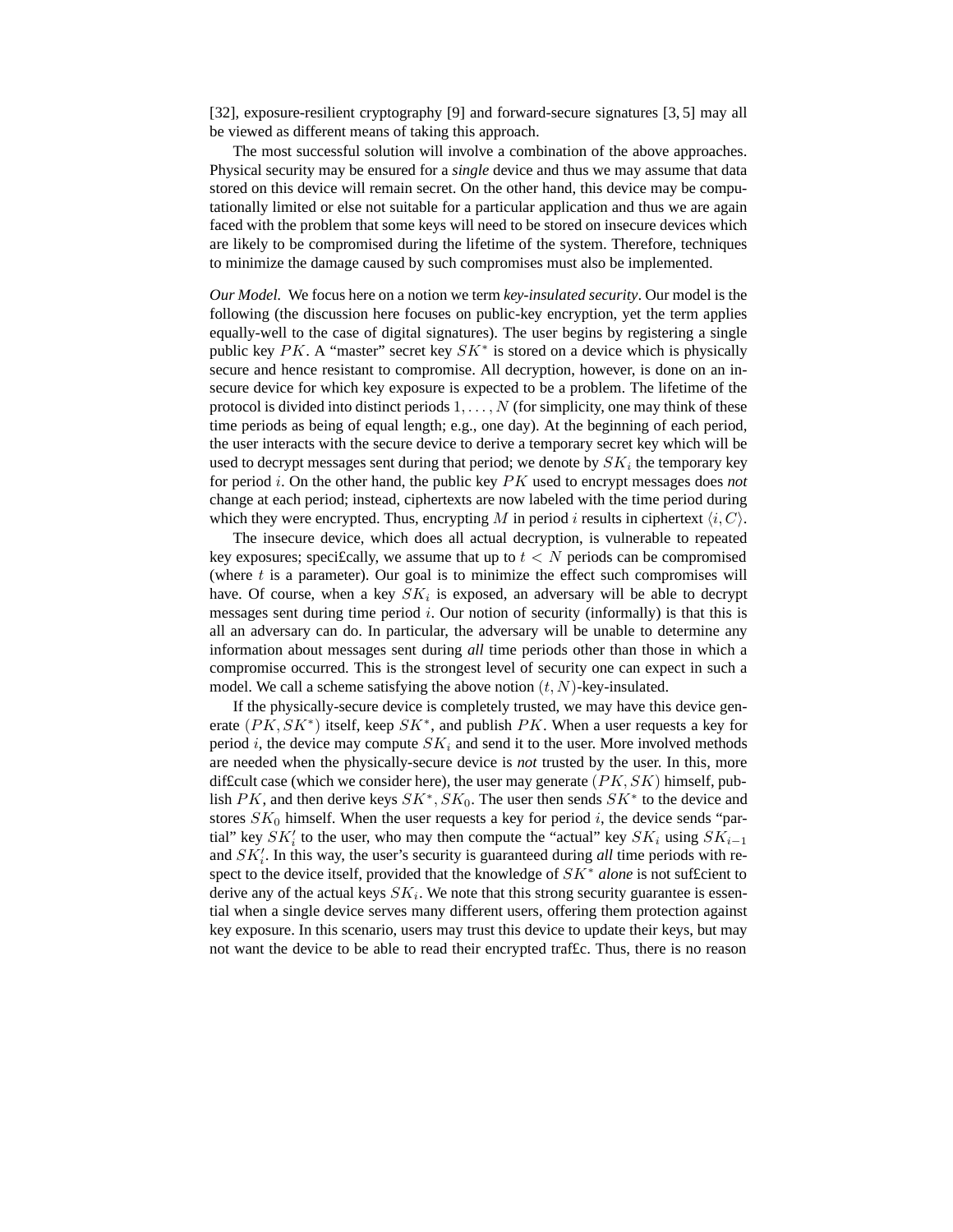[32], exposure-resilient cryptography [9] and forward-secure signatures [3, 5] may all be viewed as different means of taking this approach.

The most successful solution will involve a combination of the above approaches. Physical security may be ensured for a *single* device and thus we may assume that data stored on this device will remain secret. On the other hand, this device may be computationally limited or else not suitable for a particular application and thus we are again faced with the problem that some keys will need to be stored on insecure devices which are likely to be compromised during the lifetime of the system. Therefore, techniques to minimize the damage caused by such compromises must also be implemented.

*Our Model.* We focus here on a notion we term *key-insulated security*. Our model is the following (the discussion here focuses on public-key encryption, yet the term applies equally-well to the case of digital signatures). The user begins by registering a single public key $PK$. A "master" secret key $SK^*$ is stored on a device which is physically secure and hence resistant to compromise. All decryption, however, is done on an insecure device for which key exposure is expected to be a problem. The lifetime of the protocol is divided into distinct periods $1, \ldots, N$ (for simplicity, one may think of these time periods as being of equal length; e.g., one day). At the beginning of each period, the user interacts with the secure device to derive a temporary secret key which will be used to decrypt messages sent during that period; we denote by $SK_i$ the temporary key for period $i$. On the other hand, the public key $PK$ used to encrypt messages does *not* change at each period; instead, ciphertexts are now labeled with the time period during which they were encrypted. Thus, encrypting $M$ in period $i$ results in ciphertext $\langle i, C \rangle$.

The insecure device, which does all actual decryption, is vulnerable to repeated key exposures; specifically, we assume that up to $t < N$ periods can be compromised (where $t$ is a parameter). Our goal is to minimize the effect such compromises will have. Of course, when a key $SK_i$ is exposed, an adversary will be able to decrypt messages sent during time period $i$. Our notion of security (informally) is that this is all an adversary can do. In particular, the adversary will be unable to determine any information about messages sent during *all* time periods other than those in which a compromise occurred. This is the strongest level of security one can expect in such a model. We call a scheme satisfying the above notion $(t, N)$-key-insulated.

If the physically-secure device is completely trusted, we may have this device generate $(PK, SK^*)$ itself, keep $SK^*$, and publish $PK$. When a user requests a key for period $i$, the device may compute $SK_i$ and send it to the user. More involved methods are needed when the physically-secure device is *not* trusted by the user. In this, more difficult case (which we consider here), the user may generate $(PK, SK)$ himself, publish $PK$, and then derive keys $SK^*, SK_0$. The user then sends $SK^*$ to the device and stores $SK_0$ himself. When the user requests a key for period $i$, the device sends "partial" key $SK'_i$ to the user, who may then compute the "actual" key $SK_i$ using $SK_{i-1}$ and $SK'_i$. In this way, the user's security is guaranteed during *all* time periods with respect to the device itself, provided that the knowledge of $SK^*$ *alone* is not sufficient to derive any of the actual keys $SK_i$. We note that this strong security guarantee is essential when a single device serves many different users, offering them protection against key exposure. In this scenario, users may trust this device to update their keys, but may not want the device to be able to read their encrypted traffic. Thus, there is no reason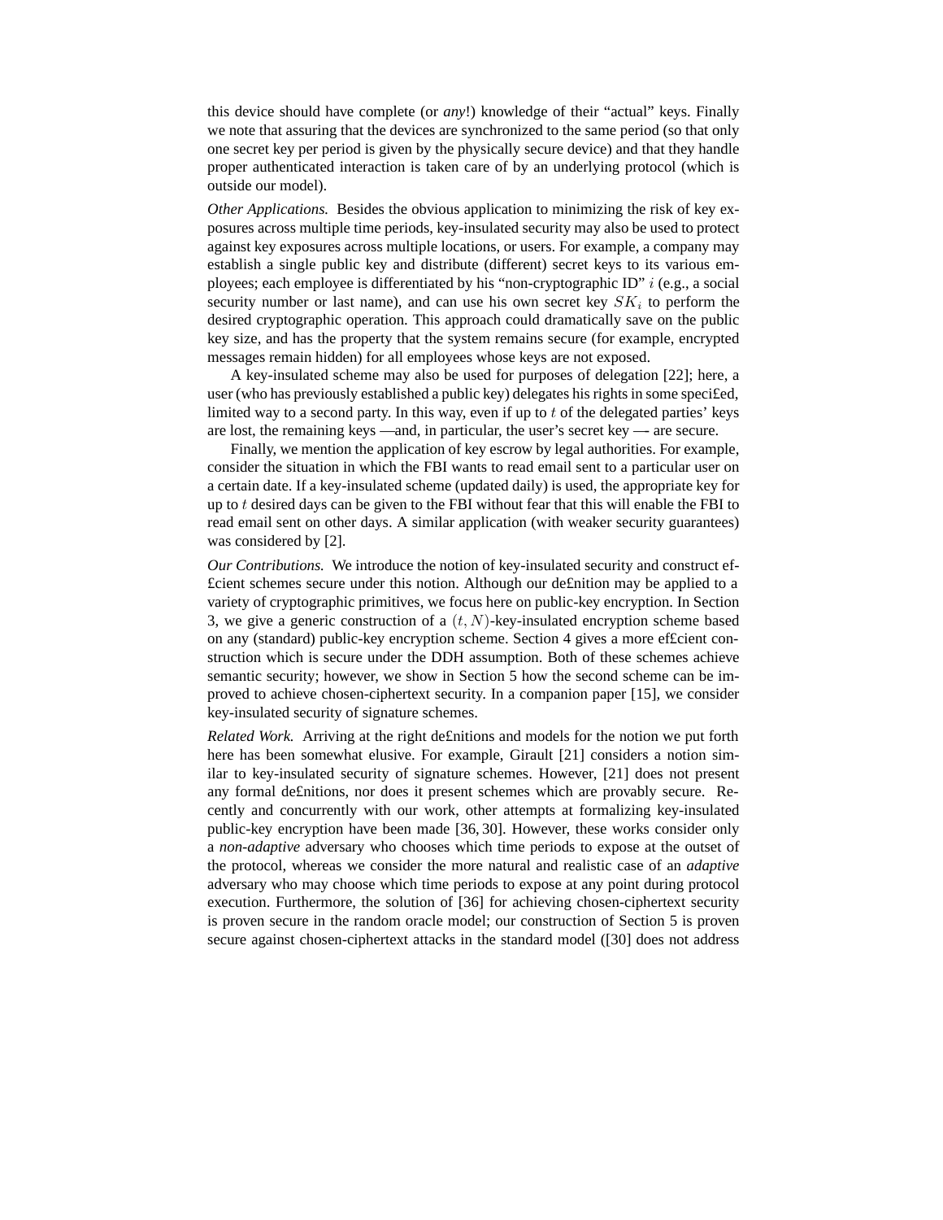this device should have complete (or *any*!) knowledge of their "actual" keys. Finally we note that assuring that the devices are synchronized to the same period (so that only one secret key per period is given by the physically secure device) and that they handle proper authenticated interaction is taken care of by an underlying protocol (which is outside our model).

*Other Applications.* Besides the obvious application to minimizing the risk of key exposures across multiple time periods, key-insulated security may also be used to protect against key exposures across multiple locations, or users. For example, a company may establish a single public key and distribute (different) secret keys to its various employees; each employee is differentiated by his "non-cryptographic ID" $i$ (e.g., a social security number or last name), and can use his own secret key $SK_i$ to perform the desired cryptographic operation. This approach could dramatically save on the public key size, and has the property that the system remains secure (for example, encrypted messages remain hidden) for all employees whose keys are not exposed.

A key-insulated scheme may also be used for purposes of delegation [22]; here, a user (who has previously established a public key) delegates his rights in some specified, limited way to a second party. In this way, even if up to $t$ of the delegated parties' keys are lost, the remaining keys —and, in particular, the user's secret key — are secure.

Finally, we mention the application of key escrow by legal authorities. For example, consider the situation in which the FBI wants to read email sent to a particular user on a certain date. If a key-insulated scheme (updated daily) is used, the appropriate key for up to $t$ desired days can be given to the FBI without fear that this will enable the FBI to read email sent on other days. A similar application (with weaker security guarantees) was considered by [2].

*Our Contributions.* We introduce the notion of key-insulated security and construct efficient schemes secure under this notion. Although our definition may be applied to a variety of cryptographic primitives, we focus here on public-key encryption. In Section 3, we give a generic construction of a $(t, N)$-key-insulated encryption scheme based on any (standard) public-key encryption scheme. Section 4 gives a more efficient construction which is secure under the DDH assumption. Both of these schemes achieve semantic security; however, we show in Section 5 how the second scheme can be improved to achieve chosen-ciphertext security. In a companion paper [15], we consider key-insulated security of signature schemes.

*Related Work.* Arriving at the right definitions and models for the notion we put forth here has been somewhat elusive. For example, Girault [21] considers a notion similar to key-insulated security of signature schemes. However, [21] does not present any formal definitions, nor does it present schemes which are provably secure. Recently and concurrently with our work, other attempts at formalizing key-insulated public-key encryption have been made [36, 30]. However, these works consider only a *non-adaptive* adversary who chooses which time periods to expose at the outset of the protocol, whereas we consider the more natural and realistic case of an *adaptive* adversary who may choose which time periods to expose at any point during protocol execution. Furthermore, the solution of [36] for achieving chosen-ciphertext security is proven secure in the random oracle model; our construction of Section 5 is proven secure against chosen-ciphertext attacks in the standard model ([30] does not address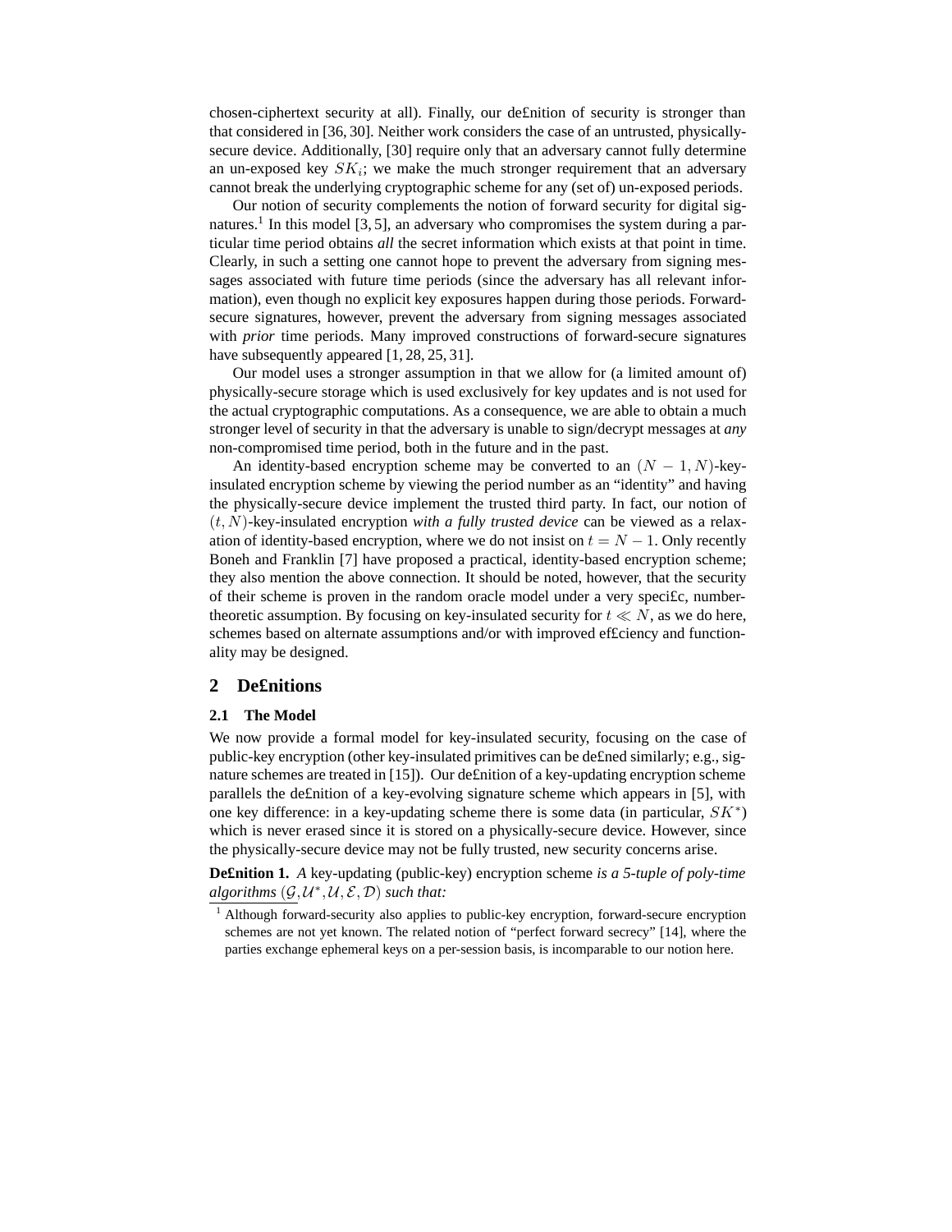chosen-ciphertext security at all). Finally, our de£nition of security is stronger than that considered in [36, 30]. Neither work considers the case of an untrusted, physically-secure device. Additionally, [30] require only that an adversary cannot fully determine an un-exposed key $SK_i$; we make the much stronger requirement that an adversary cannot break the underlying cryptographic scheme for any (set of) un-exposed periods.

Our notion of security complements the notion of forward security for digital signatures.[1] In this model [3, 5], an adversary who compromises the system during a particular time period obtains *all* the secret information which exists at that point in time. Clearly, in such a setting one cannot hope to prevent the adversary from signing messages associated with future time periods (since the adversary has all relevant information), even though no explicit key exposures happen during those periods. Forward-secure signatures, however, prevent the adversary from signing messages associated with *prior* time periods. Many improved constructions of forward-secure signatures have subsequently appeared [1, 28, 25, 31].

Our model uses a stronger assumption in that we allow for (a limited amount of) physically-secure storage which is used exclusively for key updates and is not used for the actual cryptographic computations. As a consequence, we are able to obtain a much stronger level of security in that the adversary is unable to sign/decrypt messages at *any* non-compromised time period, both in the future and in the past.

An identity-based encryption scheme may be converted to an $(N-1, N)$-key-insulated encryption scheme by viewing the period number as an "identity" and having the physically-secure device implement the trusted third party. In fact, our notion of $(t, N)$-key-insulated encryption *with a fully trusted device* can be viewed as a relaxation of identity-based encryption, where we do not insist on $t = N - 1$. Only recently Boneh and Franklin [7] have proposed a practical, identity-based encryption scheme; they also mention the above connection. It should be noted, however, that the security of their scheme is proven in the random oracle model under a very speci£c, number-theoretic assumption. By focusing on key-insulated security for $t \ll N$, as we do here, schemes based on alternate assumptions and/or with improved ef£ciency and functionality may be designed.

## 2 De£nitions

### 2.1 The Model

We now provide a formal model for key-insulated security, focusing on the case of public-key encryption (other key-insulated primitives can be de£ned similarly; e.g., signature schemes are treated in [15]). Our de£nition of a key-updating encryption scheme parallels the de£nition of a key-evolving signature scheme which appears in [5], with one key difference: in a key-updating scheme there is some data (in particular, $SK^*$) which is never erased since it is stored on a physically-secure device. However, since the physically-secure device may not be fully trusted, new security concerns arise.

**De£nition 1.** *A* key-updating (public-key) encryption scheme *is a 5-tuple of poly-time algorithms* $(\mathcal{G}, \mathcal{U}^*, \mathcal{U}, \mathcal{E}, \mathcal{D})$ *such that:*

[1] Although forward-security also applies to public-key encryption, forward-secure encryption schemes are not yet known. The related notion of "perfect forward secrecy" [14], where the parties exchange ephemeral keys on a per-session basis, is incomparable to our notion here.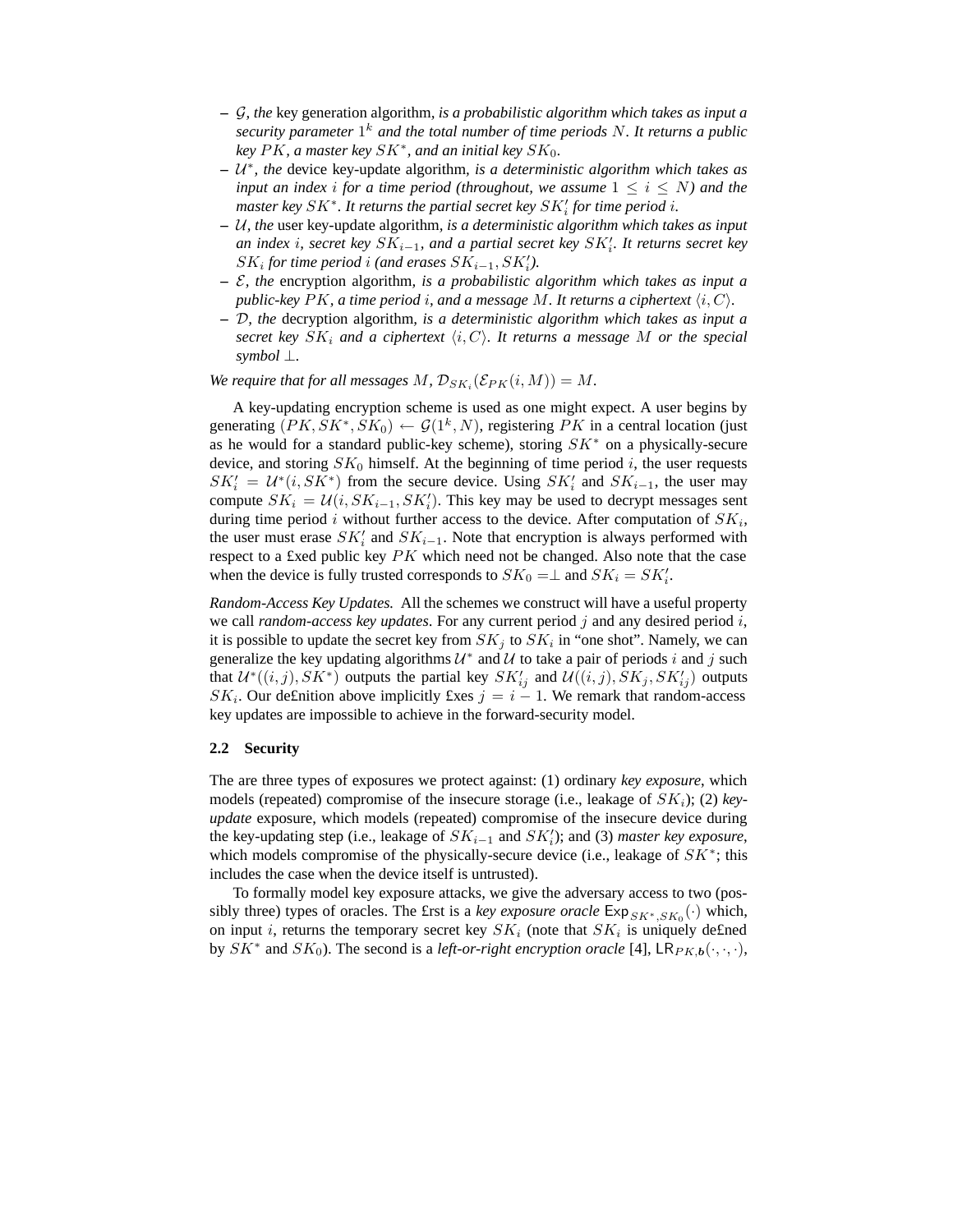– $\mathcal{G}$, *the* key generation algorithm, *is a probabilistic algorithm which takes as input a security parameter* $1^k$ *and the total number of time periods* $N$. *It returns a public key* $PK$, *a master key* $SK^*$, *and an initial key* $SK_0$.
– $\mathcal{U}^*$, *the* device key-update algorithm, *is a deterministic algorithm which takes as input an index* $i$ *for a time period (throughout, we assume* $1 \leq i \leq N$*) and the master key* $SK^*$. *It returns the partial secret key* $SK'_i$ *for time period* $i$.
– $\mathcal{U}$, *the* user key-update algorithm, *is a deterministic algorithm which takes as input an index* $i$, *secret key* $SK_{i-1}$, *and a partial secret key* $SK'_i$. *It returns secret key* $SK_i$ *for time period* $i$ *(and erases* $SK_{i-1}, SK'_i$*).*
– $\mathcal{E}$, *the* encryption algorithm, *is a probabilistic algorithm which takes as input a public-key* $PK$, *a time period* $i$, *and a message* $M$. *It returns a ciphertext* $\langle i, C \rangle$.
– $\mathcal{D}$, *the* decryption algorithm, *is a deterministic algorithm which takes as input a secret key* $SK_i$ *and a ciphertext* $\langle i, C \rangle$. *It returns a message* $M$ *or the special symbol* $\perp$.

*We require that for all messages* $M$, $\mathcal{D}_{SK_i}(\mathcal{E}_{PK}(i, M)) = M$.

A key-updating encryption scheme is used as one might expect. A user begins by generating $(PK, SK^*, SK_0) \leftarrow \mathcal{G}(1^k, N)$, registering $PK$ in a central location (just as he would for a standard public-key scheme), storing $SK^*$ on a physically-secure device, and storing $SK_0$ himself. At the beginning of time period $i$, the user requests $SK'_i = \mathcal{U}^*(i, SK^*)$ from the secure device. Using $SK'_i$ and $SK_{i-1}$, the user may compute $SK_i = \mathcal{U}(i, SK_{i-1}, SK'_i)$. This key may be used to decrypt messages sent during time period $i$ without further access to the device. After computation of $SK_i$, the user must erase $SK'_i$ and $SK_{i-1}$. Note that encryption is always performed with respect to a fixed public key $PK$ which need not be changed. Also note that the case when the device is fully trusted corresponds to $SK_0 = \perp$ and $SK_i = SK'_i$.

*Random-Access Key Updates.* All the schemes we construct will have a useful property we call *random-access key updates*. For any current period $j$ and any desired period $i$, it is possible to update the secret key from $SK_j$ to $SK_i$ in "one shot". Namely, we can generalize the key updating algorithms $\mathcal{U}^*$ and $\mathcal{U}$ to take a pair of periods $i$ and $j$ such that $\mathcal{U}^*((i, j), SK^*)$ outputs the partial key $SK'_{ij}$ and $\mathcal{U}((i, j), SK_j, SK'_{ij})$ outputs $SK_i$. Our definition above implicitly fixes $j = i - 1$. We remark that random-access key updates are impossible to achieve in the forward-security model.

### 2.2 Security

The are three types of exposures we protect against: (1) ordinary *key exposure*, which models (repeated) compromise of the insecure storage (i.e., leakage of $SK_i$); (2) *key-update* exposure, which models (repeated) compromise of the insecure device during the key-updating step (i.e., leakage of $SK_{i-1}$ and $SK'_i$); and (3) *master key exposure*, which models compromise of the physically-secure device (i.e., leakage of $SK^*$; this includes the case when the device itself is untrusted).

To formally model key exposure attacks, we give the adversary access to two (possibly three) types of oracles. The first is a *key exposure oracle* $\mathsf{Exp}_{SK^*, SK_0}(\cdot)$ which, on input $i$, returns the temporary secret key $SK_i$ (note that $SK_i$ is uniquely defined by $SK^*$ and $SK_0$). The second is a *left-or-right encryption oracle* [4], $\mathsf{LR}_{PK, \boldsymbol{b}}(\cdot, \cdot, \cdot)$,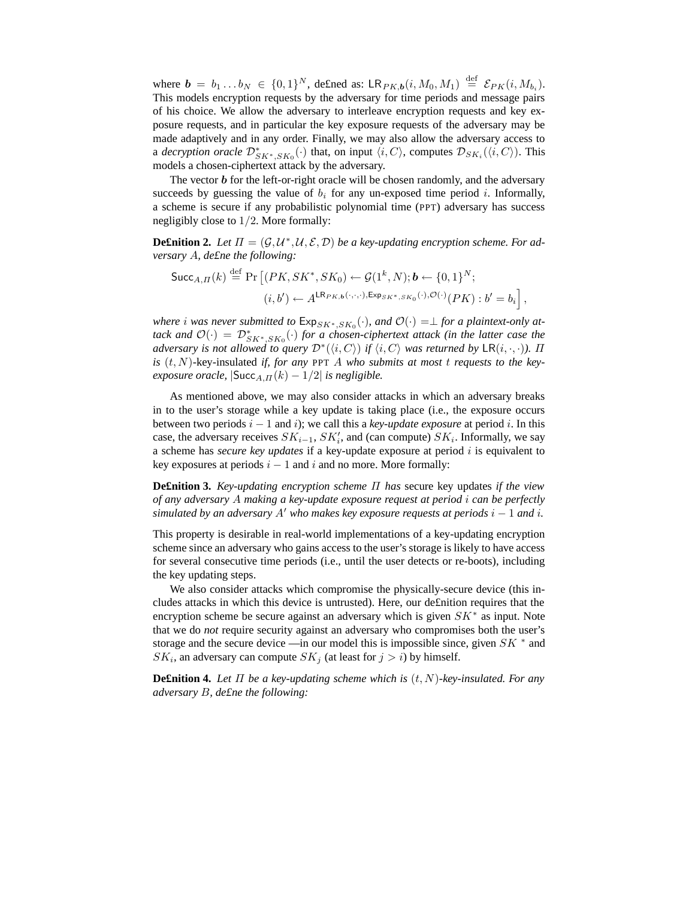where $\boldsymbol{b} = b_1 \ldots b_N \in \{0,1\}^N$, defined as: $\mathsf{LR}_{PK,\boldsymbol{b}}(i, M_0, M_1) \stackrel{\text{def}}{=} \mathcal{E}_{PK}(i, M_{b_i})$. This models encryption requests by the adversary for time periods and message pairs of his choice. We allow the adversary to interleave encryption requests and key exposure requests, and in particular the key exposure requests of the adversary may be made adaptively and in any order. Finally, we may also allow the adversary access to a *decryption oracle* $\mathcal{D}^*_{SK^*,SK_0}(\cdot)$ that, on input $\langle i, C\rangle$, computes $\mathcal{D}_{SK_i}(\langle i, C\rangle)$. This models a chosen-ciphertext attack by the adversary.

The vector $\boldsymbol{b}$ for the left-or-right oracle will be chosen randomly, and the adversary succeeds by guessing the value of $b_i$ for any un-exposed time period $i$. Informally, a scheme is secure if any probabilistic polynomial time (PPT) adversary has success negligibly close to $1/2$. More formally:

**Definition 2.** *Let $\Pi = (\mathcal{G}, \mathcal{U}^*, \mathcal{U}, \mathcal{E}, \mathcal{D})$ be a key-updating encryption scheme. For adversary $A$, define the following:*

$$\mathsf{Succ}_{A,\Pi}(k) \stackrel{\text{def}}{=} \Pr\Big[(PK, SK^*, SK_0) \leftarrow \mathcal{G}(1^k, N); \boldsymbol{b} \leftarrow \{0,1\}^N; \\ (i, b') \leftarrow A^{\mathsf{LR}_{PK,\boldsymbol{b}}(\cdot,\cdot,\cdot), \mathsf{Exp}_{SK^*,SK_0}(\cdot), \mathcal{O}(\cdot)}(PK) : b' = b_i\Big],$$

*where $i$ was never submitted to $\mathsf{Exp}_{SK^*,SK_0}(\cdot)$, and $\mathcal{O}(\cdot) = \perp$ for a plaintext-only attack and $\mathcal{O}(\cdot) = \mathcal{D}^*_{SK^*,SK_0}(\cdot)$ for a chosen-ciphertext attack (in the latter case the adversary is not allowed to query $\mathcal{D}^*(\langle i, C\rangle)$ if $\langle i, C\rangle$ was returned by $\mathsf{LR}(i,\cdot,\cdot)$). $\Pi$ is $(t, N)$-*key-insulated *if, for any* PPT *$A$ who submits at most $t$ requests to the key-exposure oracle, $|\mathsf{Succ}_{A,\Pi}(k) - 1/2|$ is negligible.*

As mentioned above, we may also consider attacks in which an adversary breaks in to the user's storage while a key update is taking place (i.e., the exposure occurs between two periods $i-1$ and $i$); we call this a *key-update exposure* at period $i$. In this case, the adversary receives $SK_{i-1}$, $SK'_i$, and (can compute) $SK_i$. Informally, we say a scheme has *secure key updates* if a key-update exposure at period $i$ is equivalent to key exposures at periods $i-1$ and $i$ and no more. More formally:

**Definition 3.** *Key-updating encryption scheme $\Pi$ has* secure key updates *if the view of any adversary $A$ making a key-update exposure request at period $i$ can be perfectly simulated by an adversary $A'$ who makes key exposure requests at periods $i-1$ and $i$.*

This property is desirable in real-world implementations of a key-updating encryption scheme since an adversary who gains access to the user's storage is likely to have access for several consecutive time periods (i.e., until the user detects or re-boots), including the key updating steps.

We also consider attacks which compromise the physically-secure device (this includes attacks in which this device is untrusted). Here, our definition requires that the encryption scheme be secure against an adversary which is given $SK^*$ as input. Note that we do *not* require security against an adversary who compromises both the user's storage and the secure device —in our model this is impossible since, given $SK^*$ and $SK_i$, an adversary can compute $SK_j$ (at least for $j > i$) by himself.

**Definition 4.** *Let $\Pi$ be a key-updating scheme which is $(t, N)$-key-insulated. For any adversary $B$, define the following:*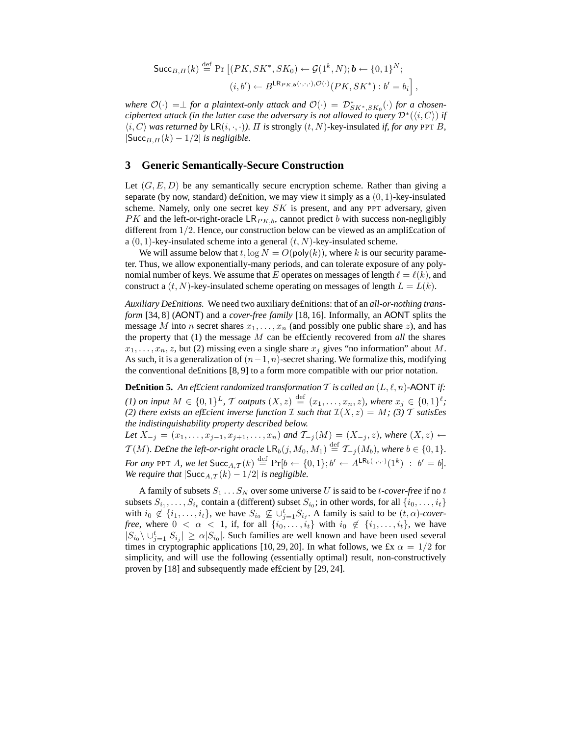$$\mathsf{Succ}_{B,\Pi}(k) \stackrel{\text{def}}{=} \Pr\Big[(PK, SK^*, SK_0) \leftarrow \mathcal{G}(1^k, N); \boldsymbol{b} \leftarrow \{0,1\}^N; \\ (i, b') \leftarrow B^{\mathsf{LR}_{PK,\boldsymbol{b}}(\cdot,\cdot,\cdot),\mathcal{O}(\cdot)}(PK, SK^*) : b' = b_i\Big],$$

*where $\mathcal{O}(\cdot) = \perp$ for a plaintext-only attack and $\mathcal{O}(\cdot) = \mathcal{D}^*_{SK^*,SK_0}(\cdot)$ for a chosen-ciphertext attack (in the latter case the adversary is not allowed to query $\mathcal{D}^*(\langle i, C\rangle)$ if $\langle i, C\rangle$ was returned by $\mathsf{LR}(i, \cdot, \cdot)$). $\Pi$ is* strongly $(t, N)$-key-insulated *if, for any* PPT $B$, $|\mathsf{Succ}_{B,\Pi}(k) - 1/2|$ *is negligible.*

## 3 Generic Semantically-Secure Construction

Let $(G, E, D)$ be any semantically secure encryption scheme. Rather than giving a separate (by now, standard) definition, we may view it simply as a $(0, 1)$-key-insulated scheme. Namely, only one secret key $SK$ is present, and any PPT adversary, given $PK$ and the left-or-right-oracle $\mathsf{LR}_{PK,b}$, cannot predict $b$ with success non-negligibly different from $1/2$. Hence, our construction below can be viewed as an amplification of a $(0, 1)$-key-insulated scheme into a general $(t, N)$-key-insulated scheme.

We will assume below that $t, \log N = O(\mathsf{poly}(k))$, where $k$ is our security parameter. Thus, we allow exponentially-many periods, and can tolerate exposure of any polynomial number of keys. We assume that $E$ operates on messages of length $\ell = \ell(k)$, and construct a $(t, N)$-key-insulated scheme operating on messages of length $L = L(k)$.

*Auxiliary Definitions.* We need two auxiliary definitions: that of an *all-or-nothing transform* [34, 8] (AONT) and a *cover-free family* [18, 16]. Informally, an AONT splits the message $M$ into $n$ secret shares $x_1, \ldots, x_n$ (and possibly one public share $z$), and has the property that (1) the message $M$ can be efficiently recovered from *all* the shares $x_1, \ldots, x_n, z$, but (2) missing even a single share $x_j$ gives "no information" about $M$. As such, it is a generalization of $(n-1, n)$-secret sharing. We formalize this, modifying the conventional definitions [8, 9] to a form more compatible with our prior notation.

**Definition 5.** *An efficient randomized transformation $\mathcal{T}$ is called an $(L, \ell, n)$-AONT if: (1) on input $M \in \{0,1\}^L$, $\mathcal{T}$ outputs $(X, z) \stackrel{\text{def}}{=} (x_1, \ldots, x_n, z)$, where $x_j \in \{0,1\}^\ell$; (2) there exists an efficient inverse function $\mathcal{I}$ such that $\mathcal{I}(X, z) = M$; (3) $\mathcal{T}$ satisfies the indistinguishability property described below.*
*Let $X_{-j} = (x_1, \ldots, x_{j-1}, x_{j+1}, \ldots, x_n)$ and $\mathcal{T}_{-j}(M) = (X_{-j}, z)$, where $(X, z) \leftarrow \mathcal{T}(M)$. Define the left-or-right oracle $\mathsf{LR}_b(j, M_0, M_1) \stackrel{\text{def}}{=} \mathcal{T}_{-j}(M_b)$, where $b \in \{0,1\}$. For any* PPT *$A$, we let $\mathsf{Succ}_{A,\mathcal{T}}(k) \stackrel{\text{def}}{=} \Pr[b \leftarrow \{0,1\}; b' \leftarrow A^{\mathsf{LR}_b(\cdot,\cdot,\cdot)}(1^k) \ : \ b' = b]$. We require that $|\mathsf{Succ}_{A,\mathcal{T}}(k) - 1/2|$ is negligible.*

A family of subsets $S_1 \ldots S_N$ over some universe $U$ is said to be *$t$-cover-free* if no $t$ subsets $S_{i_1}, \ldots, S_{i_t}$ contain a (different) subset $S_{i_0}$; in other words, for all $\{i_0, \ldots, i_t\}$ with $i_0 \notin \{i_1, \ldots, i_t\}$, we have $S_{i_0} \not\subseteq \cup_{j=1}^t S_{i_j}$. A family is said to be *$(t, \alpha)$-cover-free*, where $0 < \alpha < 1$, if, for all $\{i_0, \ldots, i_t\}$ with $i_0 \notin \{i_1, \ldots, i_t\}$, we have $|S_{i_0} \setminus \cup_{j=1}^t S_{i_j}| \geq \alpha |S_{i_0}|$. Such families are well known and have been used several times in cryptographic applications [10, 29, 20]. In what follows, we fix $\alpha = 1/2$ for simplicity, and will use the following (essentially optimal) result, non-constructively proven by [18] and subsequently made efficient by [29, 24].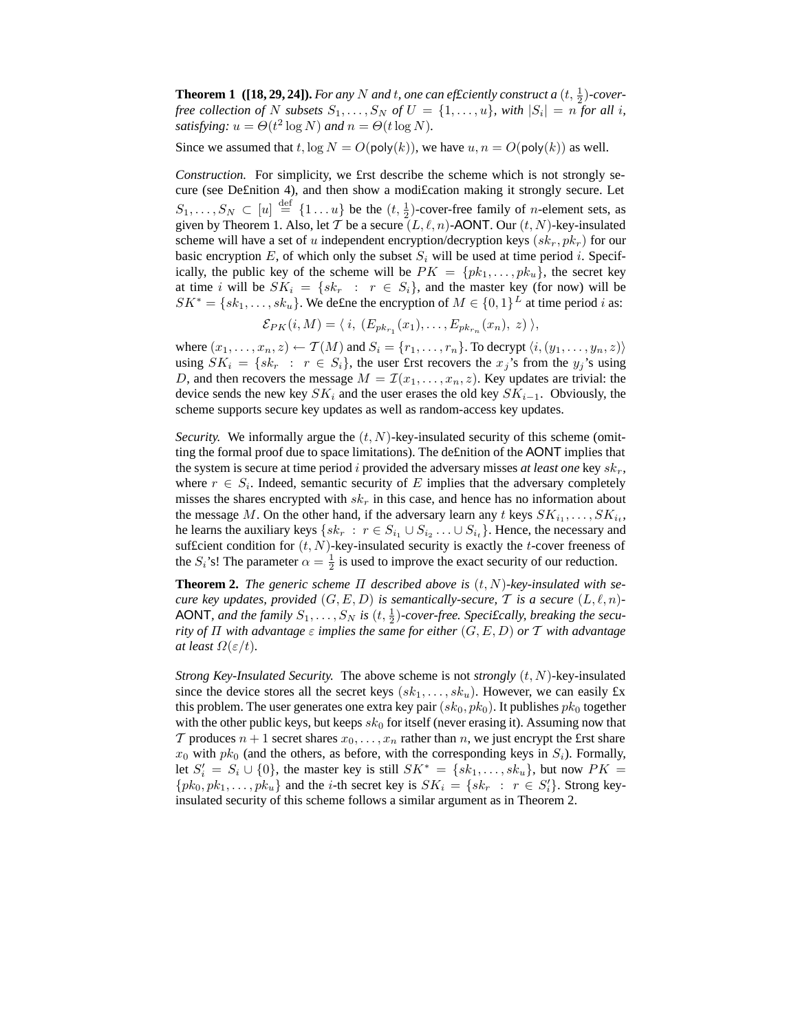**Theorem 1 ([18, 29, 24]).** *For any $N$ and $t$, one can efficiently construct a $(t, \frac{1}{2})$-cover-free collection of $N$ subsets $S_1, \ldots, S_N$ of $U = \{1, \ldots, u\}$, with $|S_i| = n$ for all $i$, satisfying: $u = \Theta(t^2 \log N)$ and $n = \Theta(t \log N)$.*

Since we assumed that $t, \log N = O(\mathsf{poly}(k))$, we have $u, n = O(\mathsf{poly}(k))$ as well.

*Construction.* For simplicity, we first describe the scheme which is not strongly secure (see Definition 4), and then show a modification making it strongly secure. Let $S_1, \ldots, S_N \subset [u] \stackrel{\text{def}}{=} \{1 \ldots u\}$ be the $(t, \frac{1}{2})$-cover-free family of $n$-element sets, as given by Theorem 1. Also, let $\mathcal{T}$ be a secure $(L, \ell, n)$-$\mathsf{AONT}$. Our $(t, N)$-key-insulated scheme will have a set of $u$ independent encryption/decryption keys $(sk_r, pk_r)$ for our basic encryption $E$, of which only the subset $S_i$ will be used at time period $i$. Specifically, the public key of the scheme will be $PK = \{pk_1, \ldots, pk_u\}$, the secret key at time $i$ will be $SK_i = \{sk_r \;:\; r \in S_i\}$, and the master key (for now) will be $SK^* = \{sk_1, \ldots, sk_u\}$. We define the encryption of $M \in \{0, 1\}^L$ at time period $i$ as:

$$\mathcal{E}_{PK}(i, M) = \langle\, i,\ (E_{pk_{r_1}}(x_1), \ldots, E_{pk_{r_n}}(x_n),\ z)\,\rangle,$$

where $(x_1, \ldots, x_n, z) \leftarrow \mathcal{T}(M)$ and $S_i = \{r_1, \ldots, r_n\}$. To decrypt $\langle i, (y_1, \ldots, y_n, z)\rangle$ using $SK_i = \{sk_r \;:\; r \in S_i\}$, the user first recovers the $x_j$'s from the $y_j$'s using $D$, and then recovers the message $M = \mathcal{I}(x_1, \ldots, x_n, z)$. Key updates are trivial: the device sends the new key $SK_i$ and the user erases the old key $SK_{i-1}$. Obviously, the scheme supports secure key updates as well as random-access key updates.

*Security.* We informally argue the $(t, N)$-key-insulated security of this scheme (omitting the formal proof due to space limitations). The definition of the $\mathsf{AONT}$ implies that the system is secure at time period $i$ provided the adversary misses *at least one* key $sk_r$, where $r \in S_i$. Indeed, semantic security of $E$ implies that the adversary completely misses the shares encrypted with $sk_r$ in this case, and hence has no information about the message $M$. On the other hand, if the adversary learn any $t$ keys $SK_{i_1}, \ldots, SK_{i_t}$, he learns the auxiliary keys $\{sk_r \;:\; r \in S_{i_1} \cup S_{i_2} \ldots \cup S_{i_t}\}$. Hence, the necessary and sufficient condition for $(t, N)$-key-insulated security is exactly the $t$-cover freeness of the $S_i$'s! The parameter $\alpha = \frac{1}{2}$ is used to improve the exact security of our reduction.

**Theorem 2.** *The generic scheme $\Pi$ described above is $(t, N)$-key-insulated with secure key updates, provided $(G, E, D)$ is semantically-secure, $\mathcal{T}$ is a secure $(L, \ell, n)$-$\mathsf{AONT}$, and the family $S_1, \ldots, S_N$ is $(t, \frac{1}{2})$-cover-free. Specifically, breaking the security of $\Pi$ with advantage $\varepsilon$ implies the same for either $(G, E, D)$ or $\mathcal{T}$ with advantage at least $\Omega(\varepsilon/t)$.*

*Strong Key-Insulated Security.* The above scheme is not *strongly* $(t, N)$-key-insulated since the device stores all the secret keys $(sk_1, \ldots, sk_u)$. However, we can easily fix this problem. The user generates one extra key pair $(sk_0, pk_0)$. It publishes $pk_0$ together with the other public keys, but keeps $sk_0$ for itself (never erasing it). Assuming now that $\mathcal{T}$ produces $n+1$ secret shares $x_0, \ldots, x_n$ rather than $n$, we just encrypt the first share $x_0$ with $pk_0$ (and the others, as before, with the corresponding keys in $S_i$). Formally, let $S'_i = S_i \cup \{0\}$, the master key is still $SK^* = \{sk_1, \ldots, sk_u\}$, but now $PK = \{pk_0, pk_1, \ldots, pk_u\}$ and the $i$-th secret key is $SK_i = \{sk_r \;:\; r \in S'_i\}$. Strong key-insulated security of this scheme follows a similar argument as in Theorem 2.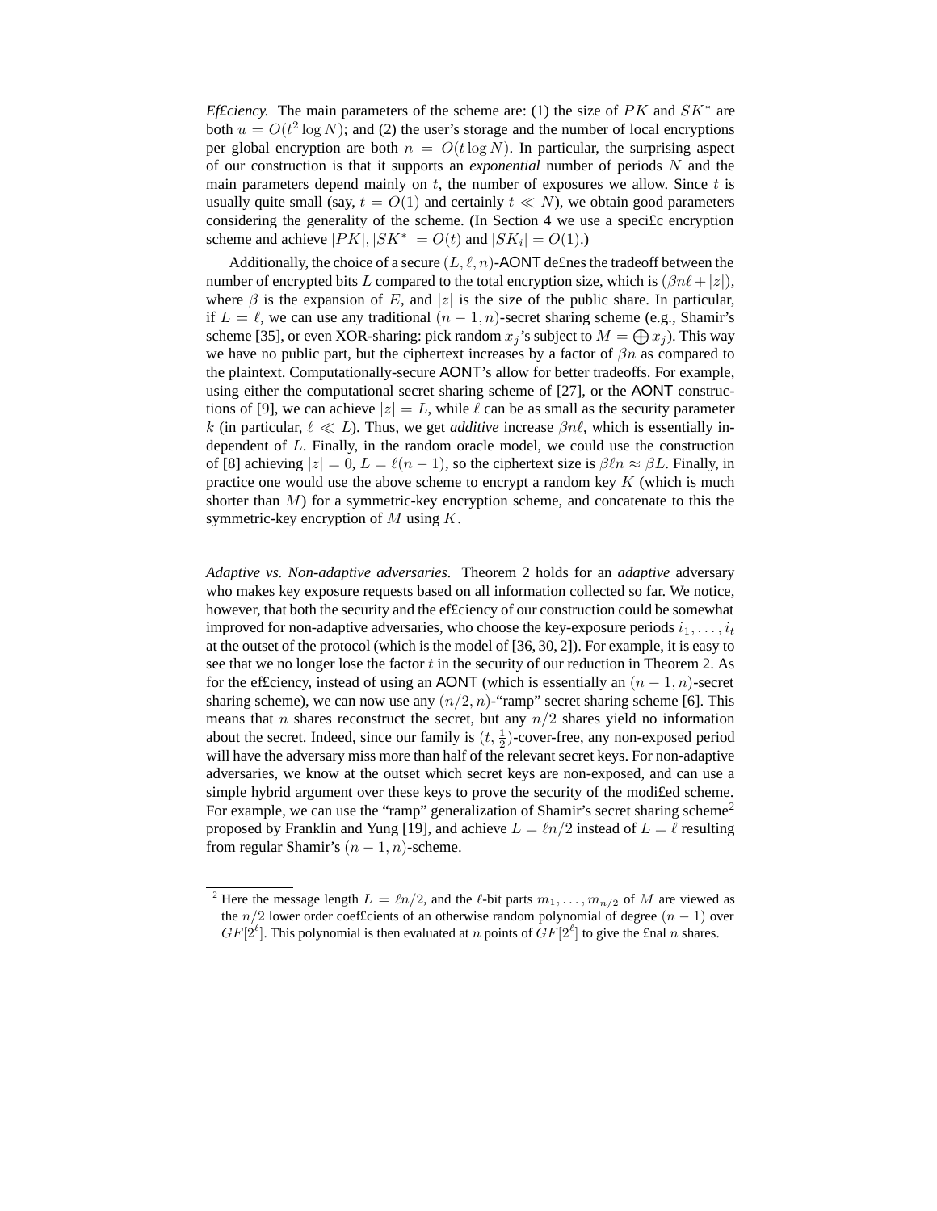*Efficiency.* The main parameters of the scheme are: (1) the size of $PK$ and $SK^*$ are both $u = O(t^2 \log N)$; and (2) the user's storage and the number of local encryptions per global encryption are both $n = O(t \log N)$. In particular, the surprising aspect of our construction is that it supports an *exponential* number of periods $N$ and the main parameters depend mainly on $t$, the number of exposures we allow. Since $t$ is usually quite small (say, $t = O(1)$ and certainly $t \ll N$), we obtain good parameters considering the generality of the scheme. (In Section 4 we use a specific encryption scheme and achieve $|PK|, |SK^*| = O(t)$ and $|SK_i| = O(1)$.)

Additionally, the choice of a secure $(L, \ell, n)$-AONT defines the tradeoff between the number of encrypted bits $L$ compared to the total encryption size, which is $(\beta n\ell + |z|)$, where $\beta$ is the expansion of $E$, and $|z|$ is the size of the public share. In particular, if $L = \ell$, we can use any traditional $(n-1, n)$-secret sharing scheme (e.g., Shamir's scheme [35], or even XOR-sharing: pick random $x_j$'s subject to $M = \bigoplus x_j$). This way we have no public part, but the ciphertext increases by a factor of $\beta n$ as compared to the plaintext. Computationally-secure AONT's allow for better tradeoffs. For example, using either the computational secret sharing scheme of [27], or the AONT constructions of [9], we can achieve $|z| = L$, while $\ell$ can be as small as the security parameter $k$ (in particular, $\ell \ll L$). Thus, we get *additive* increase $\beta n\ell$, which is essentially independent of $L$. Finally, in the random oracle model, we could use the construction of [8] achieving $|z| = 0$, $L = \ell(n-1)$, so the ciphertext size is $\beta\ell n \approx \beta L$. Finally, in practice one would use the above scheme to encrypt a random key $K$ (which is much shorter than $M$) for a symmetric-key encryption scheme, and concatenate to this the symmetric-key encryption of $M$ using $K$.

*Adaptive vs. Non-adaptive adversaries.* Theorem 2 holds for an *adaptive* adversary who makes key exposure requests based on all information collected so far. We notice, however, that both the security and the efficiency of our construction could be somewhat improved for non-adaptive adversaries, who choose the key-exposure periods $i_1, \ldots, i_t$ at the outset of the protocol (which is the model of [36, 30, 2]). For example, it is easy to see that we no longer lose the factor $t$ in the security of our reduction in Theorem 2. As for the efficiency, instead of using an AONT (which is essentially an $(n-1, n)$-secret sharing scheme), we can now use any $(n/2, n)$-"ramp" secret sharing scheme [6]. This means that $n$ shares reconstruct the secret, but any $n/2$ shares yield no information about the secret. Indeed, since our family is $(t, \frac{1}{2})$-cover-free, any non-exposed period will have the adversary miss more than half of the relevant secret keys. For non-adaptive adversaries, we know at the outset which secret keys are non-exposed, and can use a simple hybrid argument over these keys to prove the security of the modified scheme. For example, we can use the "ramp" generalization of Shamir's secret sharing scheme[2] proposed by Franklin and Yung [19], and achieve $L = \ell n/2$ instead of $L = \ell$ resulting from regular Shamir's $(n-1, n)$-scheme.

[2] Here the message length $L = \ell n/2$, and the $\ell$-bit parts $m_1, \ldots, m_{n/2}$ of $M$ are viewed as the $n/2$ lower order coefficients of an otherwise random polynomial of degree $(n-1)$ over $GF[2^\ell]$. This polynomial is then evaluated at $n$ points of $GF[2^\ell]$ to give the final $n$ shares.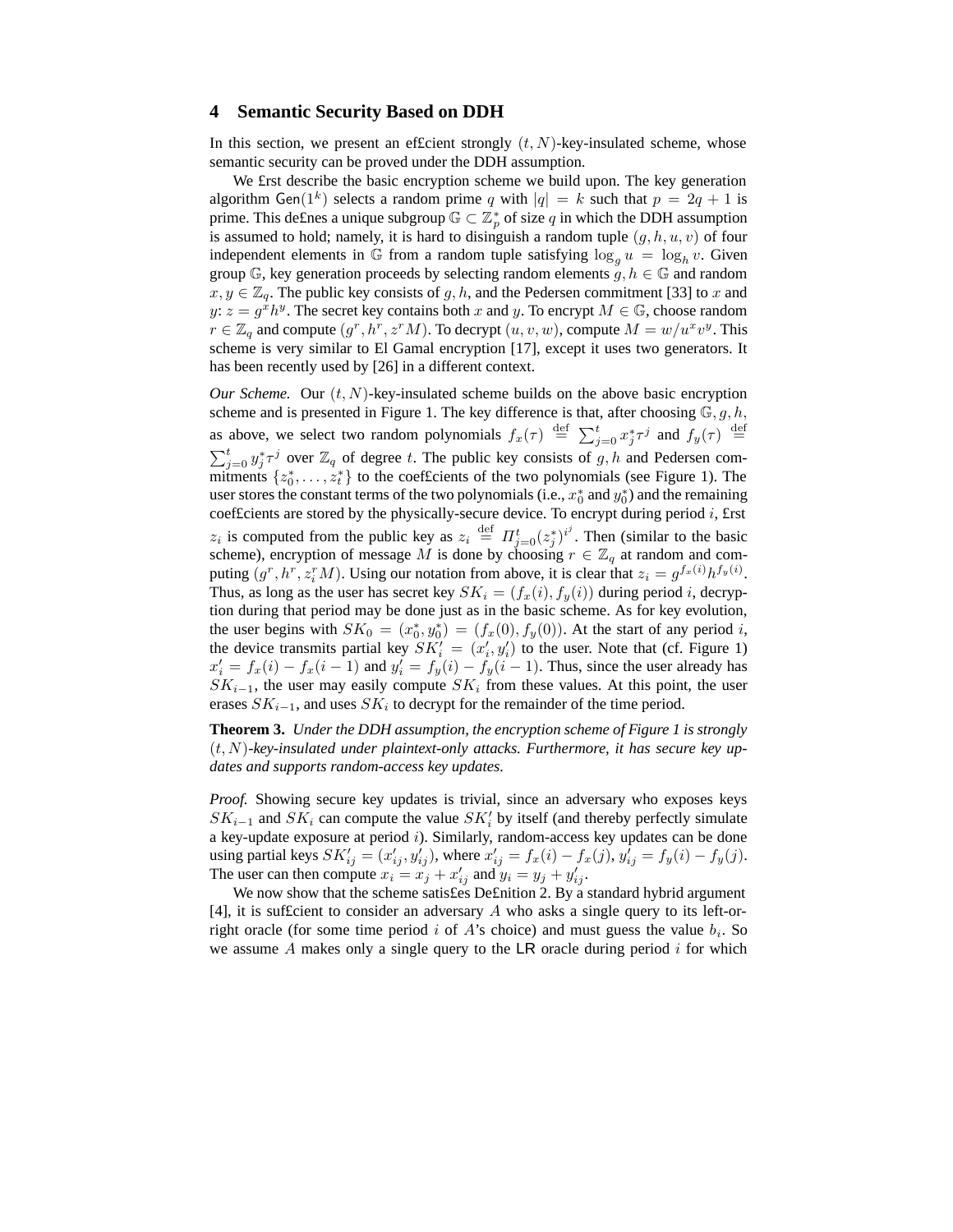## 4 Semantic Security Based on DDH

In this section, we present an ef£cient strongly $(t, N)$-key-insulated scheme, whose semantic security can be proved under the DDH assumption.

We £rst describe the basic encryption scheme we build upon. The key generation algorithm $\mathsf{Gen}(1^k)$ selects a random prime $q$ with $|q| = k$ such that $p = 2q + 1$ is prime. This de£nes a unique subgroup $\mathbb{G} \subset \mathbb{Z}_p^*$ of size $q$ in which the DDH assumption is assumed to hold; namely, it is hard to disinguish a random tuple $(g, h, u, v)$ of four independent elements in $\mathbb{G}$ from a random tuple satisfying $\log_g u = \log_h v$. Given group $\mathbb{G}$, key generation proceeds by selecting random elements $g, h \in \mathbb{G}$ and random $x, y \in \mathbb{Z}_q$. The public key consists of $g, h$, and the Pedersen commitment [33] to $x$ and $y$: $z = g^x h^y$. The secret key contains both $x$ and $y$. To encrypt $M \in \mathbb{G}$, choose random $r \in \mathbb{Z}_q$ and compute $(g^r, h^r, z^r M)$. To decrypt $(u, v, w)$, compute $M = w/u^x v^y$. This scheme is very similar to El Gamal encryption [17], except it uses two generators. It has been recently used by [26] in a different context.

*Our Scheme.* Our $(t, N)$-key-insulated scheme builds on the above basic encryption scheme and is presented in Figure 1. The key difference is that, after choosing $\mathbb{G}, g, h$, as above, we select two random polynomials $f_x(\tau) \stackrel{\text{def}}{=} \sum_{j=0}^{t} x_j^* \tau^j$ and $f_y(\tau) \stackrel{\text{def}}{=} \sum_{j=0}^{t} y_j^* \tau^j$ over $\mathbb{Z}_q$ of degree $t$. The public key consists of $g, h$ and Pedersen commitments $\{z_0^*, \ldots, z_t^*\}$ to the coef£cients of the two polynomials (see Figure 1). The user stores the constant terms of the two polynomials (i.e., $x_0^*$ and $y_0^*$) and the remaining coef£cients are stored by the physically-secure device. To encrypt during period $i$, £rst $z_i$ is computed from the public key as $z_i \stackrel{\text{def}}{=} \Pi_{j=0}^{t} (z_j^*)^{i^j}$. Then (similar to the basic scheme), encryption of message $M$ is done by choosing $r \in \mathbb{Z}_q$ at random and computing $(g^r, h^r, z_i^r M)$. Using our notation from above, it is clear that $z_i = g^{f_x(i)} h^{f_y(i)}$. Thus, as long as the user has secret key $SK_i = (f_x(i), f_y(i))$ during period $i$, decryption during that period may be done just as in the basic scheme. As for key evolution, the user begins with $SK_0 = (x_0^*, y_0^*) = (f_x(0), f_y(0))$. At the start of any period $i$, the device transmits partial key $SK'_i = (x'_i, y'_i)$ to the user. Note that (cf. Figure 1) $x'_i = f_x(i) - f_x(i-1)$ and $y'_i = f_y(i) - f_y(i-1)$. Thus, since the user already has $SK_{i-1}$, the user may easily compute $SK_i$ from these values. At this point, the user erases $SK_{i-1}$, and uses $SK_i$ to decrypt for the remainder of the time period.

**Theorem 3.** *Under the DDH assumption, the encryption scheme of Figure 1 is strongly $(t, N)$-key-insulated under plaintext-only attacks. Furthermore, it has secure key updates and supports random-access key updates.*

*Proof.* Showing secure key updates is trivial, since an adversary who exposes keys $SK_{i-1}$ and $SK_i$ can compute the value $SK'_i$ by itself (and thereby perfectly simulate a key-update exposure at period $i$). Similarly, random-access key updates can be done using partial keys $SK'_{ij} = (x'_{ij}, y'_{ij})$, where $x'_{ij} = f_x(i) - f_x(j)$, $y'_{ij} = f_y(i) - f_y(j)$. The user can then compute $x_i = x_j + x'_{ij}$ and $y_i = y_j + y'_{ij}$.

We now show that the scheme satis£es De£nition 2. By a standard hybrid argument [4], it is suf£cient to consider an adversary $A$ who asks a single query to its left-or-right oracle (for some time period $i$ of $A$'s choice) and must guess the value $b_i$. So we assume $A$ makes only a single query to the $\mathsf{LR}$ oracle during period $i$ for which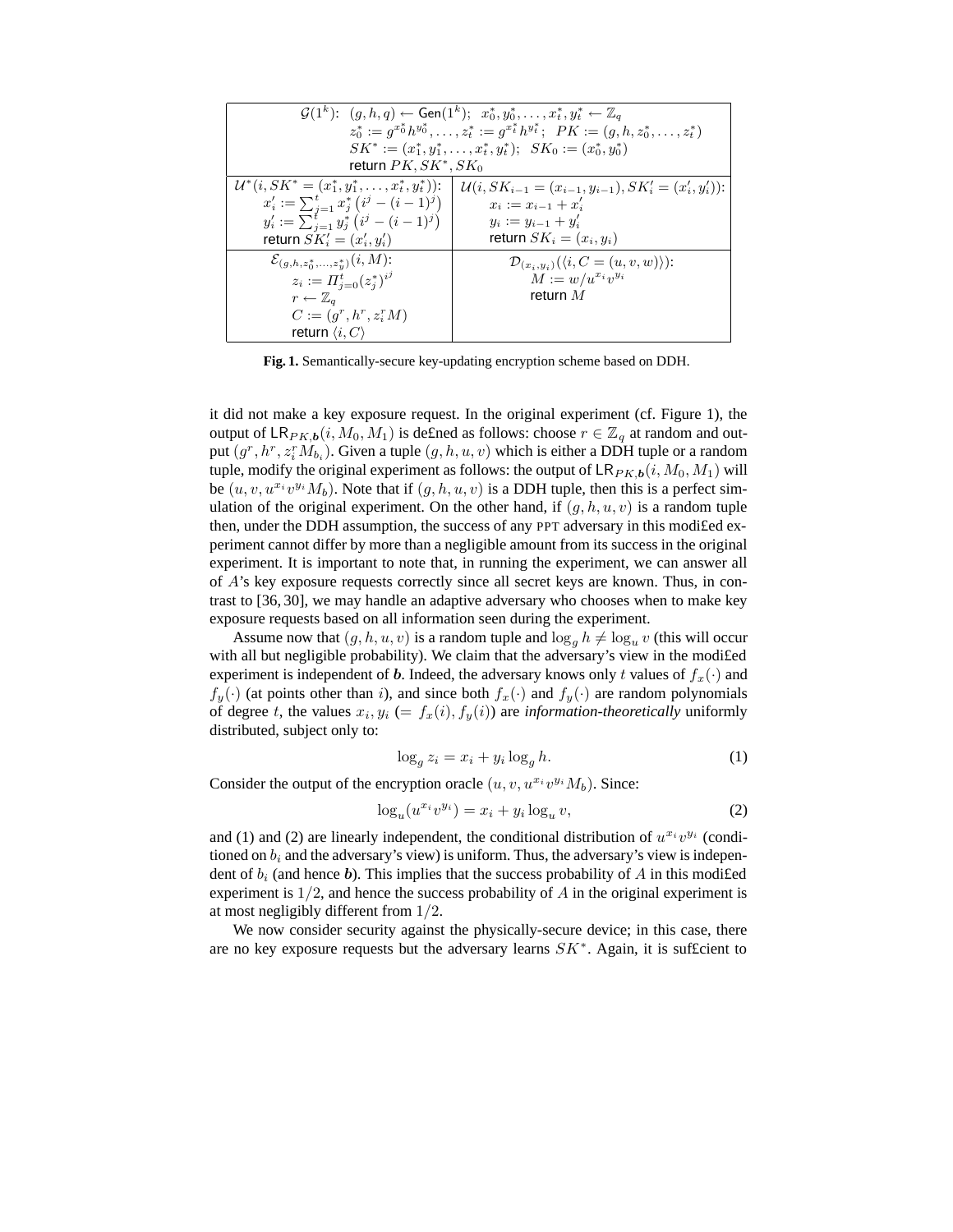| $\mathcal{G}(1^k)$: $(g,h,q) \leftarrow \mathsf{Gen}(1^k)$; $x_0^*, y_0^*, \ldots, x_t^*, y_t^* \leftarrow \mathbb{Z}_q$ <br> $z_0^* := g^{x_0^*} h^{y_0^*}, \ldots, z_t^* := g^{x_t^*} h^{y_t^*}$; $PK := (g,h,z_0^*, \ldots, z_t^*)$ <br> $SK^* := (x_1^*, y_1^*, \ldots, x_t^*, y_t^*)$; $SK_0 := (x_0^*, y_0^*)$ <br> return $PK, SK^*, SK_0$ | |
|---|---|
| $\mathcal{U}^*(i, SK^* = (x_1^*, y_1^*, \ldots, x_t^*, y_t^*))$: <br> $x_i' := \sum_{j=1}^t x_j^* \left(i^j - (i-1)^j\right)$ <br> $y_i' := \sum_{j=1}^t y_j^* \left(i^j - (i-1)^j\right)$ <br> return $SK_i' = (x_i', y_i')$ | $\mathcal{U}(i, SK_{i-1} = (x_{i-1}, y_{i-1}), SK_i' = (x_i', y_i'))$: <br> $x_i := x_{i-1} + x_i'$ <br> $y_i := y_{i-1} + y_i'$ <br> return $SK_i = (x_i, y_i)$ |
| $\mathcal{E}_{(g,h,z_0^*,\ldots,z_t^*)}(i, M)$: <br> $z_i := \Pi_{j=0}^t (z_j^*)^{i^j}$ <br> $r \leftarrow \mathbb{Z}_q$ <br> $C := (g^r, h^r, z_i^r M)$ <br> return $\langle i, C \rangle$ | $\mathcal{D}_{(x_i,y_i)}(\langle i, C = (u,v,w) \rangle)$: <br> $M := w / u^{x_i} v^{y_i}$ <br> return $M$ |

**Fig. 1.** Semantically-secure key-updating encryption scheme based on DDH.

it did not make a key exposure request. In the original experiment (cf. Figure 1), the output of $\mathsf{LR}_{PK,\boldsymbol{b}}(i, M_0, M_1)$ is defined as follows: choose $r \in \mathbb{Z}_q$ at random and output $(g^r, h^r, z_i^r M_{b_i})$. Given a tuple $(g, h, u, v)$ which is either a DDH tuple or a random tuple, modify the original experiment as follows: the output of $\mathsf{LR}_{PK,\boldsymbol{b}}(i, M_0, M_1)$ will be $(u, v, u^{x_i} v^{y_i} M_b)$. Note that if $(g, h, u, v)$ is a DDH tuple, then this is a perfect simulation of the original experiment. On the other hand, if $(g, h, u, v)$ is a random tuple then, under the DDH assumption, the success of any PPT adversary in this modified experiment cannot differ by more than a negligible amount from its success in the original experiment. It is important to note that, in running the experiment, we can answer all of $A$'s key exposure requests correctly since all secret keys are known. Thus, in contrast to [36, 30], we may handle an adaptive adversary who chooses when to make key exposure requests based on all information seen during the experiment.

Assume now that $(g, h, u, v)$ is a random tuple and $\log_g h \neq \log_u v$ (this will occur with all but negligible probability). We claim that the adversary's view in the modified experiment is independent of $\boldsymbol{b}$. Indeed, the adversary knows only $t$ values of $f_x(\cdot)$ and $f_y(\cdot)$ (at points other than $i$), and since both $f_x(\cdot)$ and $f_y(\cdot)$ are random polynomials of degree $t$, the values $x_i, y_i$ ($= f_x(i), f_y(i)$) are *information-theoretically* uniformly distributed, subject only to:

$$\log_g z_i = x_i + y_i \log_g h. \tag{1}$$

Consider the output of the encryption oracle $(u, v, u^{x_i} v^{y_i} M_b)$. Since:

$$\log_u (u^{x_i} v^{y_i}) = x_i + y_i \log_u v, \tag{2}$$

and (1) and (2) are linearly independent, the conditional distribution of $u^{x_i} v^{y_i}$ (conditioned on $b_i$ and the adversary's view) is uniform. Thus, the adversary's view is independent of $b_i$ (and hence $\boldsymbol{b}$). This implies that the success probability of $A$ in this modified experiment is $1/2$, and hence the success probability of $A$ in the original experiment is at most negligibly different from $1/2$.

We now consider security against the physically-secure device; in this case, there are no key exposure requests but the adversary learns $SK^*$. Again, it is sufficient to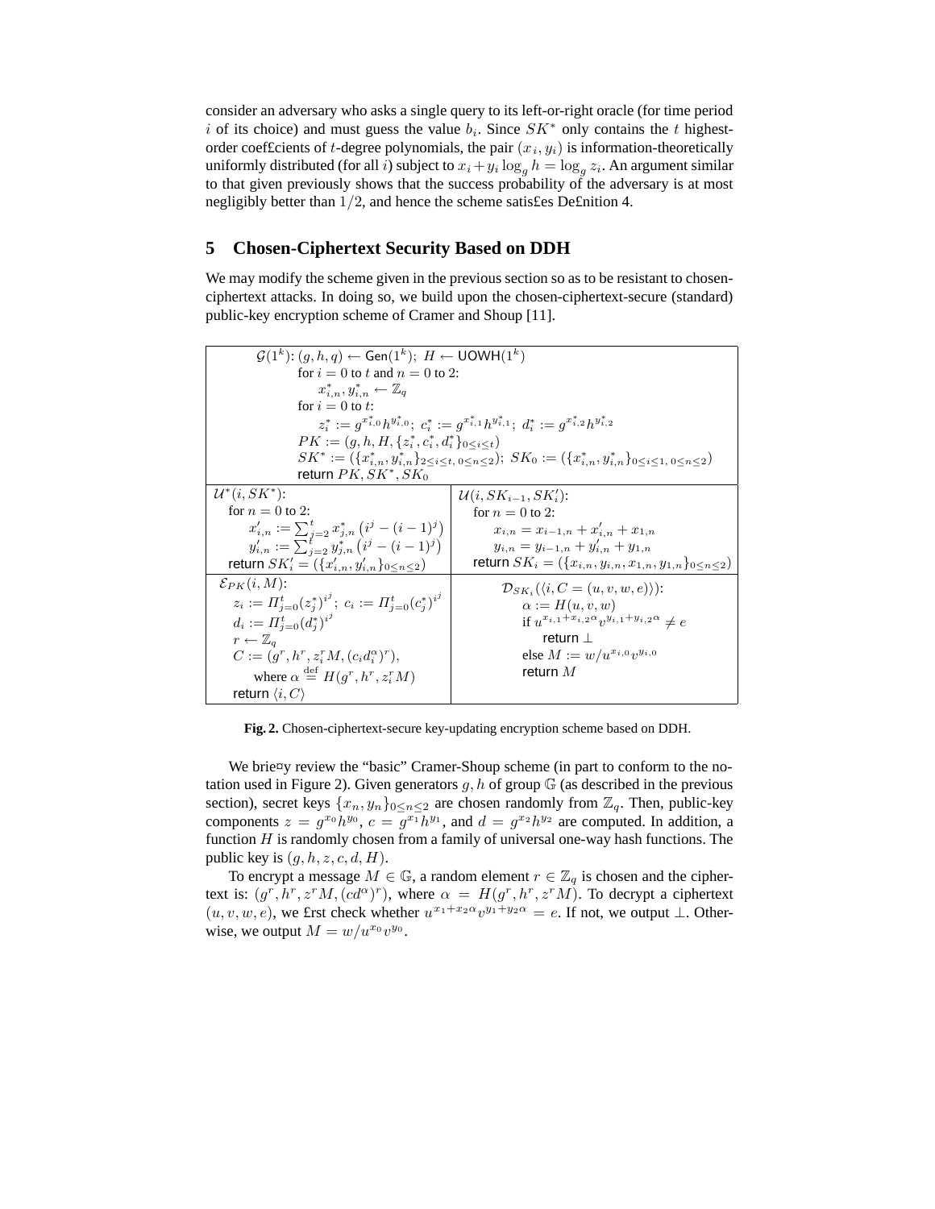consider an adversary who asks a single query to its left-or-right oracle (for time period $i$ of its choice) and must guess the value $b_i$. Since $SK^*$ only contains the $t$ highest-order coefficients of $t$-degree polynomials, the pair $(x_i, y_i)$ is information-theoretically uniformly distributed (for all $i$) subject to $x_i + y_i \log_g h = \log_g z_i$. An argument similar to that given previously shows that the success probability of the adversary is at most negligibly better than $1/2$, and hence the scheme satisfies Definition 4.

## 5 Chosen-Ciphertext Security Based on DDH

We may modify the scheme given in the previous section so as to be resistant to chosen-ciphertext attacks. In doing so, we build upon the chosen-ciphertext-secure (standard) public-key encryption scheme of Cramer and Shoup [11].

$\mathcal{G}(1^k)$: $(g, h, q) \leftarrow \mathsf{Gen}(1^k)$; $H \leftarrow \mathsf{UOWH}(1^k)$
  for $i = 0$ to $t$ and $n = 0$ to 2:
    $x^*_{i,n}, y^*_{i,n} \leftarrow \mathbb{Z}_q$
  for $i = 0$ to $t$:
    $z^*_i := g^{x^*_{i,0}} h^{y^*_{i,0}}$; $c^*_i := g^{x^*_{i,1}} h^{y^*_{i,1}}$; $d^*_i := g^{x^*_{i,2}} h^{y^*_{i,2}}$
  $PK := (g, h, H, \{z^*_i, c^*_i, d^*_i\}_{0 \le i \le t})$
  $SK^* := (\{x^*_{i,n}, y^*_{i,n}\}_{2 \le i \le t,\, 0 \le n \le 2})$; $SK_0 := (\{x^*_{i,n}, y^*_{i,n}\}_{0 \le i \le 1,\, 0 \le n \le 2})$
  return $PK, SK^*, SK_0$

| $\mathcal{U}^*(i, SK^*)$: | $\mathcal{U}(i, SK_{i-1}, SK'_i)$: |
|---|---|
| for $n = 0$ to 2: | for $n = 0$ to 2: |
| $x'_{i,n} := \sum_{j=2}^{t} x^*_{j,n} \left(i^j - (i-1)^j\right)$ | $x_{i,n} = x_{i-1,n} + x'_{i,n} + x_{1,n}$ |
| $y'_{i,n} := \sum_{j=2}^{t} y^*_{j,n} \left(i^j - (i-1)^j\right)$ | $y_{i,n} = y_{i-1,n} + y'_{i,n} + y_{1,n}$ |
| return $SK'_i = (\{x'_{i,n}, y'_{i,n}\}_{0 \le n \le 2})$ | return $SK_i = (\{x_{i,n}, y_{i,n}, x_{1,n}, y_{1,n}\}_{0 \le n \le 2})$ |
| $\mathcal{E}_{PK}(i, M)$: | $\mathcal{D}_{SK_i}(\langle i, C = (u, v, w, e)\rangle)$: |
| $z_i := \Pi_{j=0}^{t} (z^*_j)^{i^j}$; $c_i := \Pi_{j=0}^{t} (c^*_j)^{i^j}$ | $\alpha := H(u, v, w)$ |
| $d_i := \Pi_{j=0}^{t} (d^*_j)^{i^j}$ | if $u^{x_{i,1} + x_{i,2}\alpha} v^{y_{i,1} + y_{i,2}\alpha} \neq e$ |
| $r \leftarrow \mathbb{Z}_q$ | return $\perp$ |
| $C := (g^r, h^r, z_i^r M, (c_i d_i^\alpha)^r)$, | else $M := w / u^{x_{i,0}} v^{y_{i,0}}$ |
| where $\alpha \stackrel{\text{def}}{=} H(g^r, h^r, z_i^r M)$ | return $M$ |
| return $\langle i, C\rangle$ | |

**Fig. 2.** Chosen-ciphertext-secure key-updating encryption scheme based on DDH.

We briefly review the "basic" Cramer-Shoup scheme (in part to conform to the notation used in Figure 2). Given generators $g, h$ of group $\mathbb{G}$ (as described in the previous section), secret keys $\{x_n, y_n\}_{0 \le n \le 2}$ are chosen randomly from $\mathbb{Z}_q$. Then, public-key components $z = g^{x_0} h^{y_0}$, $c = g^{x_1} h^{y_1}$, and $d = g^{x_2} h^{y_2}$ are computed. In addition, a function $H$ is randomly chosen from a family of universal one-way hash functions. The public key is $(g, h, z, c, d, H)$.

To encrypt a message $M \in \mathbb{G}$, a random element $r \in \mathbb{Z}_q$ is chosen and the ciphertext is: $(g^r, h^r, z^r M, (cd^\alpha)^r)$, where $\alpha = H(g^r, h^r, z^r M)$. To decrypt a ciphertext $(u, v, w, e)$, we first check whether $u^{x_1 + x_2\alpha} v^{y_1 + y_2\alpha} = e$. If not, we output $\perp$. Otherwise, we output $M = w / u^{x_0} v^{y_0}$.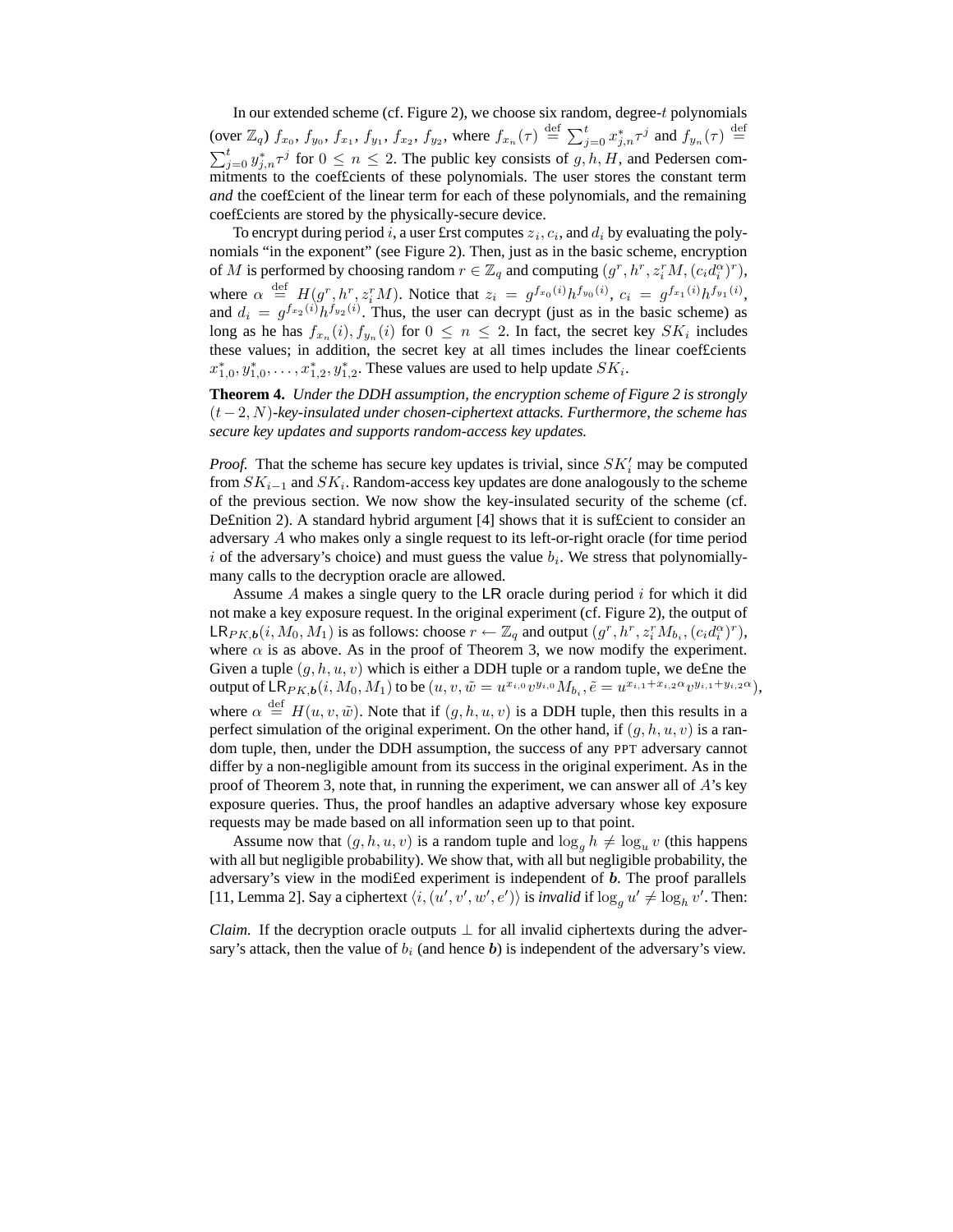In our extended scheme (cf. Figure 2), we choose six random, degree-$t$ polynomials (over $\mathbb{Z}_q$) $f_{x_0}, f_{y_0}, f_{x_1}, f_{y_1}, f_{x_2}, f_{y_2}$, where $f_{x_n}(\tau) \stackrel{\text{def}}{=} \sum_{j=0}^{t} x_{j,n}^* \tau^j$ and $f_{y_n}(\tau) \stackrel{\text{def}}{=} \sum_{j=0}^{t} y_{j,n}^* \tau^j$ for $0 \leq n \leq 2$. The public key consists of $g, h, H$, and Pedersen commitments to the coefficients of these polynomials. The user stores the constant term *and* the coefficient of the linear term for each of these polynomials, and the remaining coefficients are stored by the physically-secure device.

To encrypt during period $i$, a user first computes $z_i$, $c_i$, and $d_i$ by evaluating the polynomials "in the exponent" (see Figure 2). Then, just as in the basic scheme, encryption of $M$ is performed by choosing random $r \in \mathbb{Z}_q$ and computing $(g^r, h^r, z_i^r M, (c_i d_i^\alpha)^r)$, where $\alpha \stackrel{\text{def}}{=} H(g^r, h^r, z_i^r M)$. Notice that $z_i = g^{f_{x_0}(i)} h^{f_{y_0}(i)}$, $c_i = g^{f_{x_1}(i)} h^{f_{y_1}(i)}$, and $d_i = g^{f_{x_2}(i)} h^{f_{y_2}(i)}$. Thus, the user can decrypt (just as in the basic scheme) as long as he has $f_{x_n}(i), f_{y_n}(i)$ for $0 \leq n \leq 2$. In fact, the secret key $SK_i$ includes these values; in addition, the secret key at all times includes the linear coefficients $x_{1,0}^*, y_{1,0}^*, \ldots, x_{1,2}^*, y_{1,2}^*$. These values are used to help update $SK_i$.

**Theorem 4.** *Under the DDH assumption, the encryption scheme of Figure 2 is strongly $(t-2, N)$-key-insulated under chosen-ciphertext attacks. Furthermore, the scheme has secure key updates and supports random-access key updates.*

*Proof.* That the scheme has secure key updates is trivial, since $SK_i'$ may be computed from $SK_{i-1}$ and $SK_i$. Random-access key updates are done analogously to the scheme of the previous section. We now show the key-insulated security of the scheme (cf. Definition 2). A standard hybrid argument [4] shows that it is sufficient to consider an adversary $A$ who makes only a single request to its left-or-right oracle (for time period $i$ of the adversary's choice) and must guess the value $b_i$. We stress that polynomially-many calls to the decryption oracle are allowed.

Assume $A$ makes a single query to the $\mathsf{LR}$ oracle during period $i$ for which it did not make a key exposure request. In the original experiment (cf. Figure 2), the output of $\mathsf{LR}_{PK,\boldsymbol{b}}(i, M_0, M_1)$ is as follows: choose $r \leftarrow \mathbb{Z}_q$ and output $(g^r, h^r, z_i^r M_{b_i}, (c_i d_i^\alpha)^r)$, where $\alpha$ is as above. As in the proof of Theorem 3, we now modify the experiment. Given a tuple $(g, h, u, v)$ which is either a DDH tuple or a random tuple, we define the output of $\mathsf{LR}_{PK,\boldsymbol{b}}(i, M_0, M_1)$ to be $(u, v, \tilde{w} = u^{x_{i,0}} v^{y_{i,0}} M_{b_i}, \tilde{e} = u^{x_{i,1} + x_{i,2}\alpha} v^{y_{i,1} + y_{i,2}\alpha})$, where $\alpha \stackrel{\text{def}}{=} H(u, v, \tilde{w})$. Note that if $(g, h, u, v)$ is a DDH tuple, then this results in a perfect simulation of the original experiment. On the other hand, if $(g, h, u, v)$ is a random tuple, then, under the DDH assumption, the success of any PPT adversary cannot differ by a non-negligible amount from its success in the original experiment. As in the proof of Theorem 3, note that, in running the experiment, we can answer all of $A$'s key exposure queries. Thus, the proof handles an adaptive adversary whose key exposure requests may be made based on all information seen up to that point.

Assume now that $(g, h, u, v)$ is a random tuple and $\log_g h \neq \log_u v$ (this happens with all but negligible probability). We show that, with all but negligible probability, the adversary's view in the modified experiment is independent of $\boldsymbol{b}$. The proof parallels [11, Lemma 2]. Say a ciphertext $\langle i, (u', v', w', e') \rangle$ is *invalid* if $\log_g u' \neq \log_h v'$. Then:

*Claim.* If the decryption oracle outputs $\perp$ for all invalid ciphertexts during the adversary's attack, then the value of $b_i$ (and hence $\boldsymbol{b}$) is independent of the adversary's view.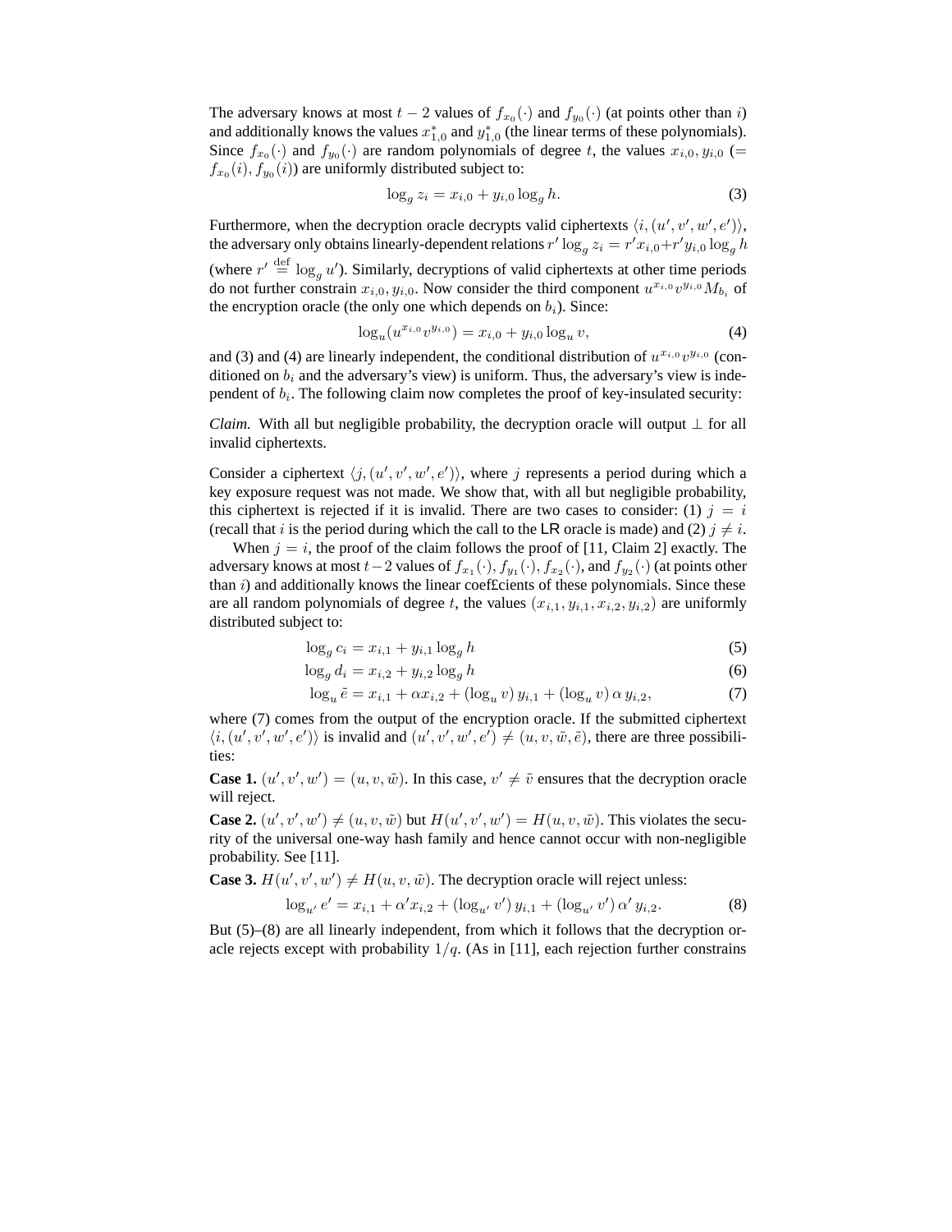The adversary knows at most $t-2$ values of $f_{x_0}(\cdot)$ and $f_{y_0}(\cdot)$ (at points other than $i$) and additionally knows the values $x^*_{1,0}$ and $y^*_{1,0}$ (the linear terms of these polynomials). Since $f_{x_0}(\cdot)$ and $f_{y_0}(\cdot)$ are random polynomials of degree $t$, the values $x_{i,0}, y_{i,0}$ ($= f_{x_0}(i), f_{y_0}(i)$) are uniformly distributed subject to:

$$\log_g z_i = x_{i,0} + y_{i,0} \log_g h. \tag{3}$$

Furthermore, when the decryption oracle decrypts valid ciphertexts $\langle i, (u', v', w', e')\rangle$, the adversary only obtains linearly-dependent relations $r' \log_g z_i = r' x_{i,0} + r' y_{i,0} \log_g h$ (where $r' \stackrel{\text{def}}{=} \log_g u'$). Similarly, decryptions of valid ciphertexts at other time periods do not further constrain $x_{i,0}, y_{i,0}$. Now consider the third component $u^{x_{i,0}} v^{y_{i,0}} M_{b_i}$ of the encryption oracle (the only one which depends on $b_i$). Since:

$$\log_u (u^{x_{i,0}} v^{y_{i,0}}) = x_{i,0} + y_{i,0} \log_u v, \tag{4}$$

and (3) and (4) are linearly independent, the conditional distribution of $u^{x_{i,0}} v^{y_{i,0}}$ (conditioned on $b_i$ and the adversary's view) is uniform. Thus, the adversary's view is independent of $b_i$. The following claim now completes the proof of key-insulated security:

*Claim.* With all but negligible probability, the decryption oracle will output $\perp$ for all invalid ciphertexts.

Consider a ciphertext $\langle j, (u', v', w', e')\rangle$, where $j$ represents a period during which a key exposure request was not made. We show that, with all but negligible probability, this ciphertext is rejected if it is invalid. There are two cases to consider: (1) $j = i$ (recall that $i$ is the period during which the call to the LR oracle is made) and (2) $j \neq i$.

When $j = i$, the proof of the claim follows the proof of [11, Claim 2] exactly. The adversary knows at most $t-2$ values of $f_{x_1}(\cdot), f_{y_1}(\cdot), f_{x_2}(\cdot)$, and $f_{y_2}(\cdot)$ (at points other than $i$) and additionally knows the linear coefficients of these polynomials. Since these are all random polynomials of degree $t$, the values $(x_{i,1}, y_{i,1}, x_{i,2}, y_{i,2})$ are uniformly distributed subject to:

$$\log_g c_i = x_{i,1} + y_{i,1} \log_g h \tag{5}$$

$$\log_g d_i = x_{i,2} + y_{i,2} \log_g h \tag{6}$$

$$\log_u \tilde{e} = x_{i,1} + \alpha x_{i,2} + (\log_u v)\, y_{i,1} + (\log_u v)\, \alpha\, y_{i,2}, \tag{7}$$

where (7) comes from the output of the encryption oracle. If the submitted ciphertext $\langle i, (u', v', w', e')\rangle$ is invalid and $(u', v', w', e') \neq (u, v, \tilde{w}, \tilde{e})$, there are three possibilities:

**Case 1.** $(u', v', w') = (u, v, \tilde{w})$. In this case, $v' \neq \tilde{v}$ ensures that the decryption oracle will reject.

**Case 2.** $(u', v', w') \neq (u, v, \tilde{w})$ but $H(u', v', w') = H(u, v, \tilde{w})$. This violates the security of the universal one-way hash family and hence cannot occur with non-negligible probability. See [11].

**Case 3.** $H(u', v', w') \neq H(u, v, \tilde{w})$. The decryption oracle will reject unless:

$$\log_{u'} e' = x_{i,1} + \alpha' x_{i,2} + (\log_{u'} v')\, y_{i,1} + (\log_{u'} v')\, \alpha'\, y_{i,2}. \tag{8}$$

But (5)–(8) are all linearly independent, from which it follows that the decryption oracle rejects except with probability $1/q$. (As in [11], each rejection further constrains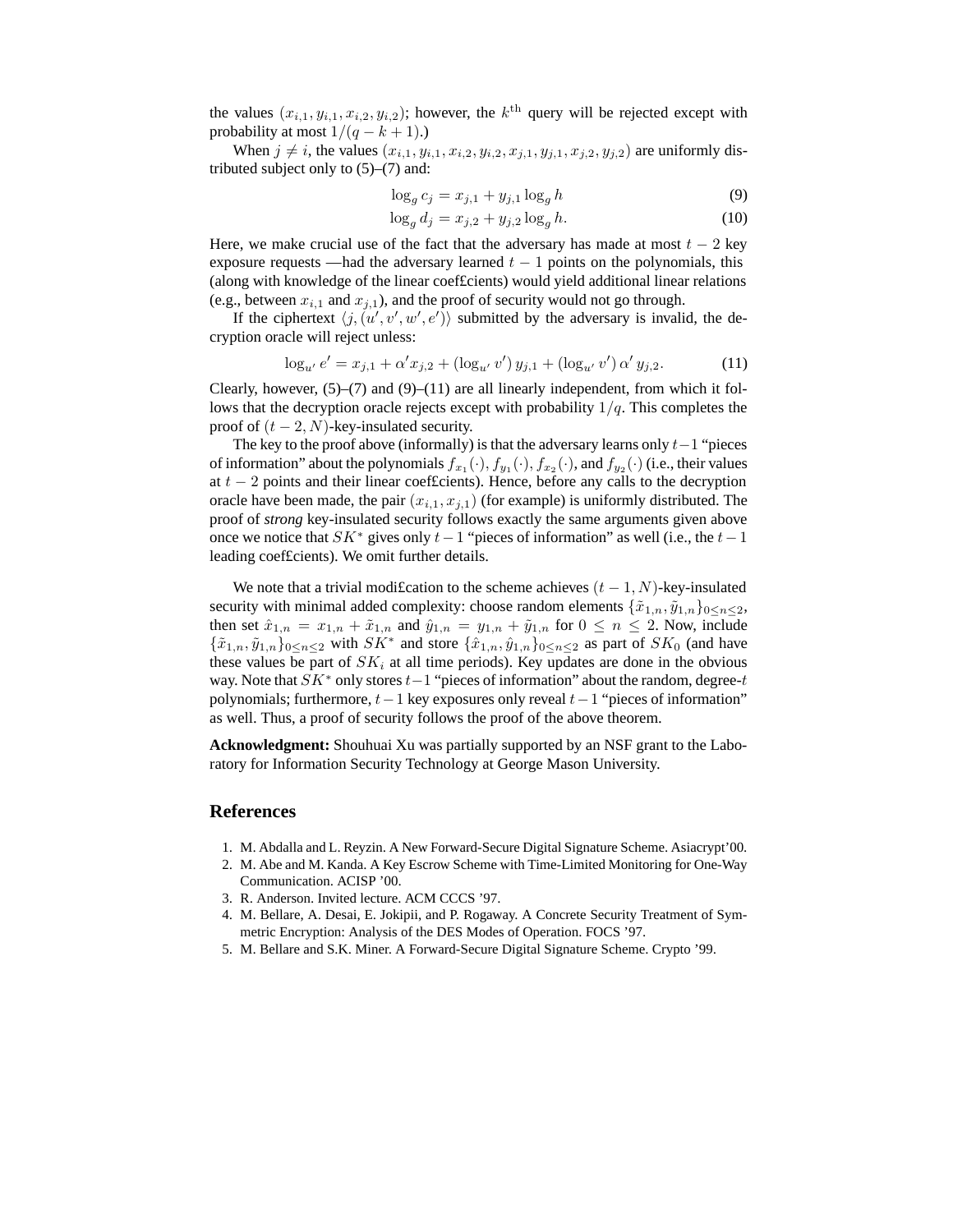the values $(x_{i,1}, y_{i,1}, x_{i,2}, y_{i,2})$; however, the $k^{\text{th}}$ query will be rejected except with probability at most $1/(q-k+1)$.)

When $j \neq i$, the values $(x_{i,1}, y_{i,1}, x_{i,2}, y_{i,2}, x_{j,1}, y_{j,1}, x_{j,2}, y_{j,2})$ are uniformly distributed subject only to (5)–(7) and:

$$\log_g c_j = x_{j,1} + y_{j,1} \log_g h \tag{9}$$

$$\log_g d_j = x_{j,2} + y_{j,2} \log_g h. \tag{10}$$

Here, we make crucial use of the fact that the adversary has made at most $t-2$ key exposure requests —had the adversary learned $t-1$ points on the polynomials, this (along with knowledge of the linear coefficients) would yield additional linear relations (e.g., between $x_{i,1}$ and $x_{j,1}$), and the proof of security would not go through.

If the ciphertext $\langle j, (u', v', w', e') \rangle$ submitted by the adversary is invalid, the decryption oracle will reject unless:

$$\log_{u'} e' = x_{j,1} + \alpha' x_{j,2} + (\log_{u'} v')\, y_{j,1} + (\log_{u'} v')\, \alpha'\, y_{j,2}. \tag{11}$$

Clearly, however, (5)–(7) and (9)–(11) are all linearly independent, from which it follows that the decryption oracle rejects except with probability $1/q$. This completes the proof of $(t-2, N)$-key-insulated security.

The key to the proof above (informally) is that the adversary learns only $t-1$ "pieces of information" about the polynomials $f_{x_1}(\cdot), f_{y_1}(\cdot), f_{x_2}(\cdot)$, and $f_{y_2}(\cdot)$ (i.e., their values at $t-2$ points and their linear coefficients). Hence, before any calls to the decryption oracle have been made, the pair $(x_{i,1}, x_{j,1})$ (for example) is uniformly distributed. The proof of *strong* key-insulated security follows exactly the same arguments given above once we notice that $SK^*$ gives only $t-1$ "pieces of information" as well (i.e., the $t-1$ leading coefficients). We omit further details.

We note that a trivial modification to the scheme achieves $(t-1, N)$-key-insulated security with minimal added complexity: choose random elements $\{\tilde{x}_{1,n}, \tilde{y}_{1,n}\}_{0 \leq n \leq 2}$, then set $\hat{x}_{1,n} = x_{1,n} + \tilde{x}_{1,n}$ and $\hat{y}_{1,n} = y_{1,n} + \tilde{y}_{1,n}$ for $0 \leq n \leq 2$. Now, include $\{\tilde{x}_{1,n}, \tilde{y}_{1,n}\}_{0 \leq n \leq 2}$ with $SK^*$ and store $\{\hat{x}_{1,n}, \hat{y}_{1,n}\}_{0 \leq n \leq 2}$ as part of $SK_0$ (and have these values be part of $SK_i$ at all time periods). Key updates are done in the obvious way. Note that $SK^*$ only stores $t-1$ "pieces of information" about the random, degree-$t$ polynomials; furthermore, $t-1$ key exposures only reveal $t-1$ "pieces of information" as well. Thus, a proof of security follows the proof of the above theorem.

**Acknowledgment:** Shouhuai Xu was partially supported by an NSF grant to the Laboratory for Information Security Technology at George Mason University.

## References

1. M. Abdalla and L. Reyzin. A New Forward-Secure Digital Signature Scheme. Asiacrypt'00.
2. M. Abe and M. Kanda. A Key Escrow Scheme with Time-Limited Monitoring for One-Way Communication. ACISP '00.
3. R. Anderson. Invited lecture. ACM CCCS '97.
4. M. Bellare, A. Desai, E. Jokipii, and P. Rogaway. A Concrete Security Treatment of Symmetric Encryption: Analysis of the DES Modes of Operation. FOCS '97.
5. M. Bellare and S.K. Miner. A Forward-Secure Digital Signature Scheme. Crypto '99.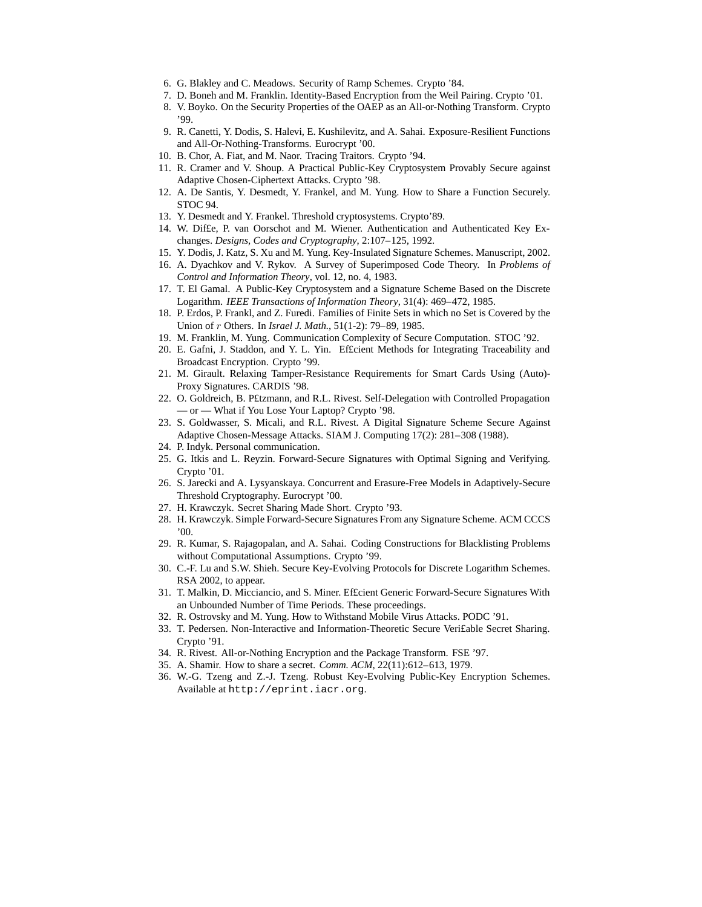6. G. Blakley and C. Meadows. Security of Ramp Schemes. Crypto '84.
7. D. Boneh and M. Franklin. Identity-Based Encryption from the Weil Pairing. Crypto '01.
8. V. Boyko. On the Security Properties of the OAEP as an All-or-Nothing Transform. Crypto '99.
9. R. Canetti, Y. Dodis, S. Halevi, E. Kushilevitz, and A. Sahai. Exposure-Resilient Functions and All-Or-Nothing-Transforms. Eurocrypt '00.
10. B. Chor, A. Fiat, and M. Naor. Tracing Traitors. Crypto '94.
11. R. Cramer and V. Shoup. A Practical Public-Key Cryptosystem Provably Secure against Adaptive Chosen-Ciphertext Attacks. Crypto '98.
12. A. De Santis, Y. Desmedt, Y. Frankel, and M. Yung. How to Share a Function Securely. STOC 94.
13. Y. Desmedt and Y. Frankel. Threshold cryptosystems. Crypto'89.
14. W. Diffie, P. van Oorschot and M. Wiener. Authentication and Authenticated Key Exchanges. *Designs, Codes and Cryptography*, 2:107–125, 1992.
15. Y. Dodis, J. Katz, S. Xu and M. Yung. Key-Insulated Signature Schemes. Manuscript, 2002.
16. A. Dyachkov and V. Rykov. A Survey of Superimposed Code Theory. In *Problems of Control and Information Theory*, vol. 12, no. 4, 1983.
17. T. El Gamal. A Public-Key Cryptosystem and a Signature Scheme Based on the Discrete Logarithm. *IEEE Transactions of Information Theory*, 31(4): 469–472, 1985.
18. P. Erdos, P. Frankl, and Z. Furedi. Families of Finite Sets in which no Set is Covered by the Union of $r$ Others. In *Israel J. Math.*, 51(1-2): 79–89, 1985.
19. M. Franklin, M. Yung. Communication Complexity of Secure Computation. STOC '92.
20. E. Gafni, J. Staddon, and Y. L. Yin. Efficient Methods for Integrating Traceability and Broadcast Encryption. Crypto '99.
21. M. Girault. Relaxing Tamper-Resistance Requirements for Smart Cards Using (Auto)-Proxy Signatures. CARDIS '98.
22. O. Goldreich, B. Pfitzmann, and R.L. Rivest. Self-Delegation with Controlled Propagation — or — What if You Lose Your Laptop? Crypto '98.
23. S. Goldwasser, S. Micali, and R.L. Rivest. A Digital Signature Scheme Secure Against Adaptive Chosen-Message Attacks. SIAM J. Computing 17(2): 281–308 (1988).
24. P. Indyk. Personal communication.
25. G. Itkis and L. Reyzin. Forward-Secure Signatures with Optimal Signing and Verifying. Crypto '01.
26. S. Jarecki and A. Lysyanskaya. Concurrent and Erasure-Free Models in Adaptively-Secure Threshold Cryptography. Eurocrypt '00.
27. H. Krawczyk. Secret Sharing Made Short. Crypto '93.
28. H. Krawczyk. Simple Forward-Secure Signatures From any Signature Scheme. ACM CCCS '00.
29. R. Kumar, S. Rajagopalan, and A. Sahai. Coding Constructions for Blacklisting Problems without Computational Assumptions. Crypto '99.
30. C.-F. Lu and S.W. Shieh. Secure Key-Evolving Protocols for Discrete Logarithm Schemes. RSA 2002, to appear.
31. T. Malkin, D. Micciancio, and S. Miner. Efficient Generic Forward-Secure Signatures With an Unbounded Number of Time Periods. These proceedings.
32. R. Ostrovsky and M. Yung. How to Withstand Mobile Virus Attacks. PODC '91.
33. T. Pedersen. Non-Interactive and Information-Theoretic Secure Verifiable Secret Sharing. Crypto '91.
34. R. Rivest. All-or-Nothing Encryption and the Package Transform. FSE '97.
35. A. Shamir. How to share a secret. *Comm. ACM*, 22(11):612–613, 1979.
36. W.-G. Tzeng and Z.-J. Tzeng. Robust Key-Evolving Public-Key Encryption Schemes. Available at `http://eprint.iacr.org`.